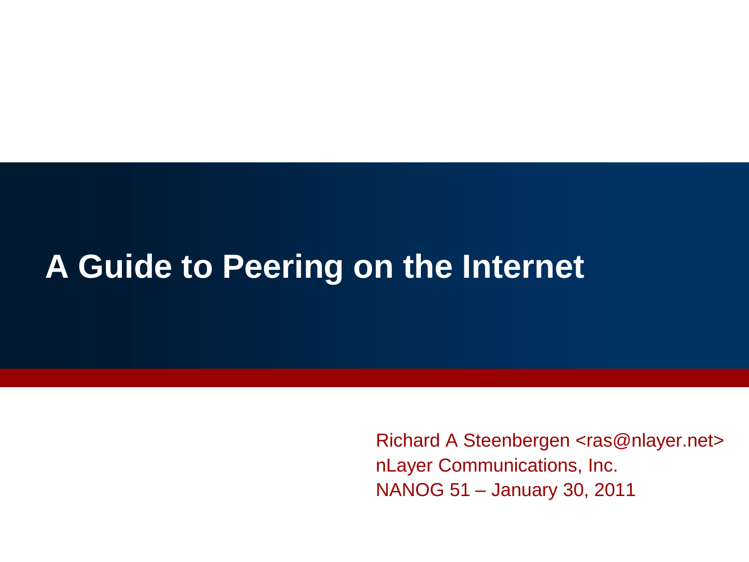# A Guide to Peering on the Internet

Richard A Steenbergen <ras@nlayer.net>
nLayer Communications, Inc.
NANOG 51 – January 30, 2011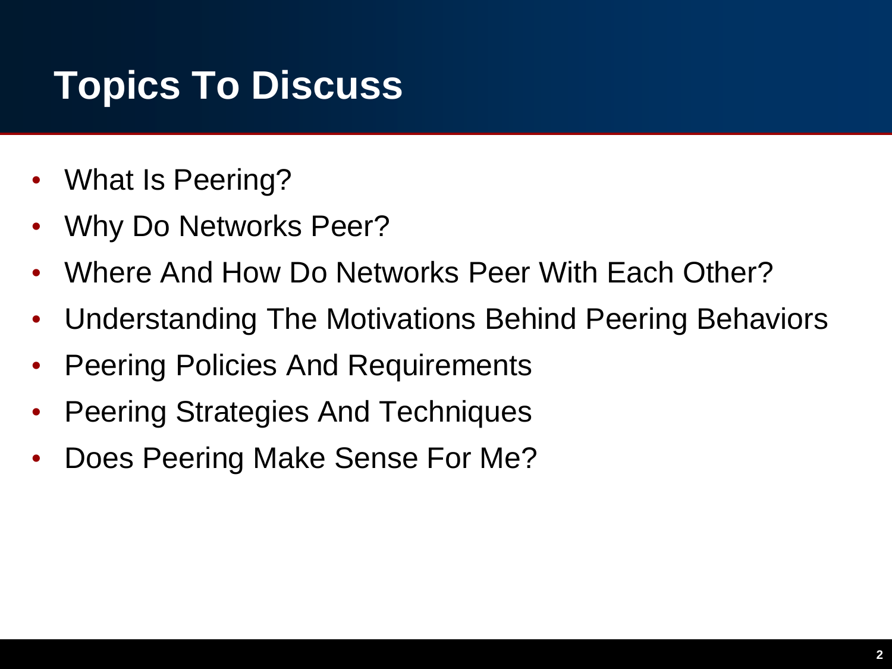# Topics To Discuss

- What Is Peering?
- Why Do Networks Peer?
- Where And How Do Networks Peer With Each Other?
- Understanding The Motivations Behind Peering Behaviors
- Peering Policies And Requirements
- Peering Strategies And Techniques
- Does Peering Make Sense For Me?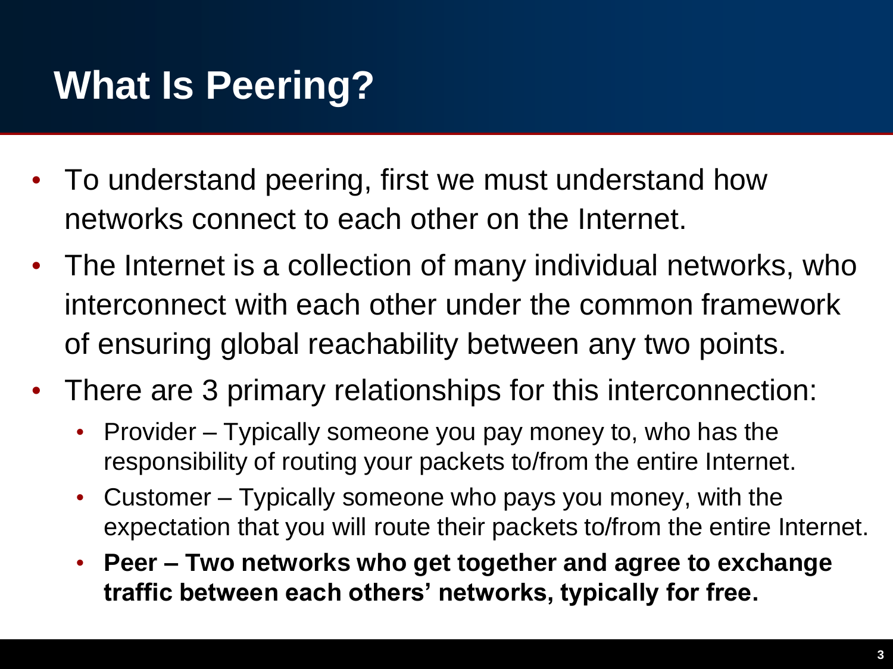# What Is Peering?

- To understand peering, first we must understand how networks connect to each other on the Internet.
- The Internet is a collection of many individual networks, who interconnect with each other under the common framework of ensuring global reachability between any two points.
- There are 3 primary relationships for this interconnection:
  - Provider – Typically someone you pay money to, who has the responsibility of routing your packets to/from the entire Internet.
  - Customer – Typically someone who pays you money, with the expectation that you will route their packets to/from the entire Internet.
  - **Peer – Two networks who get together and agree to exchange traffic between each others' networks, typically for free.**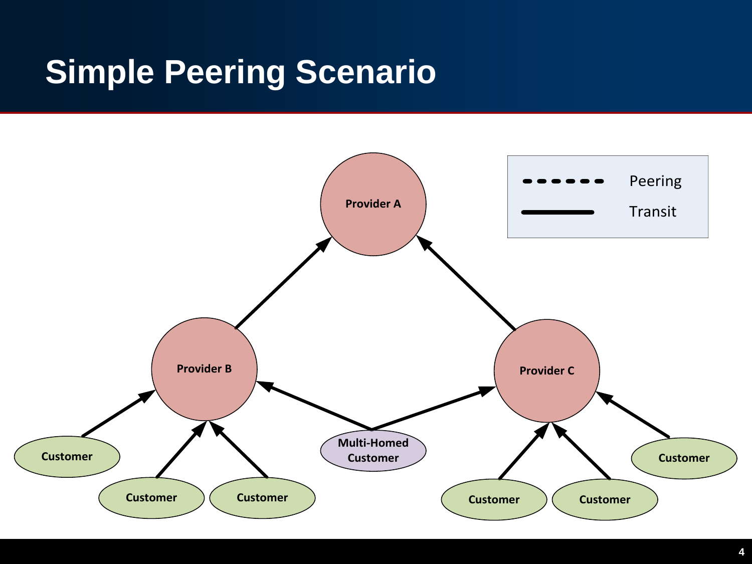# Simple Peering Scenario

Peering

Transit

Provider A

Provider B

Provider C

Customer

Customer

Customer

Multi-Homed Customer

Customer

Customer

Customer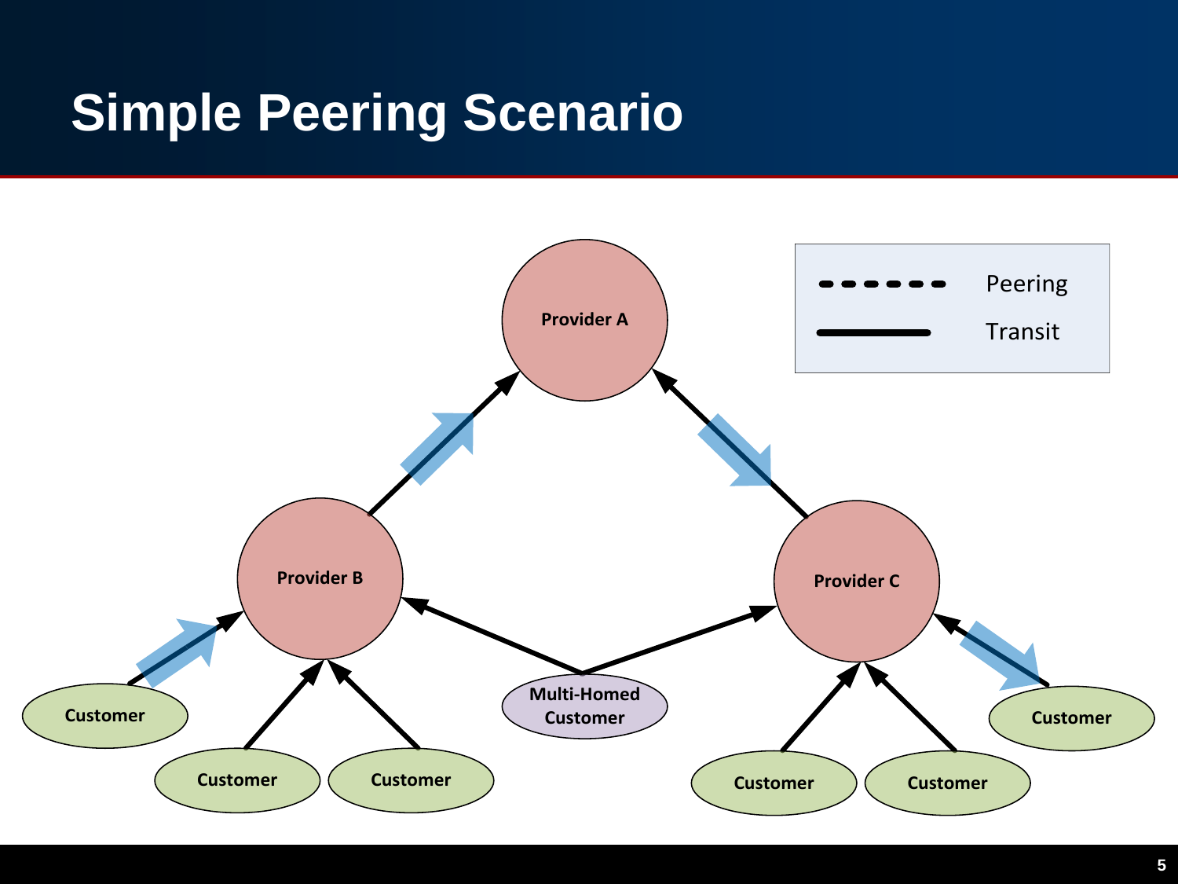# Simple Peering Scenario

Peering

Transit

Provider A

Provider B

Provider C

Customer

Customer

Customer

Multi-Homed Customer

Customer

Customer

Customer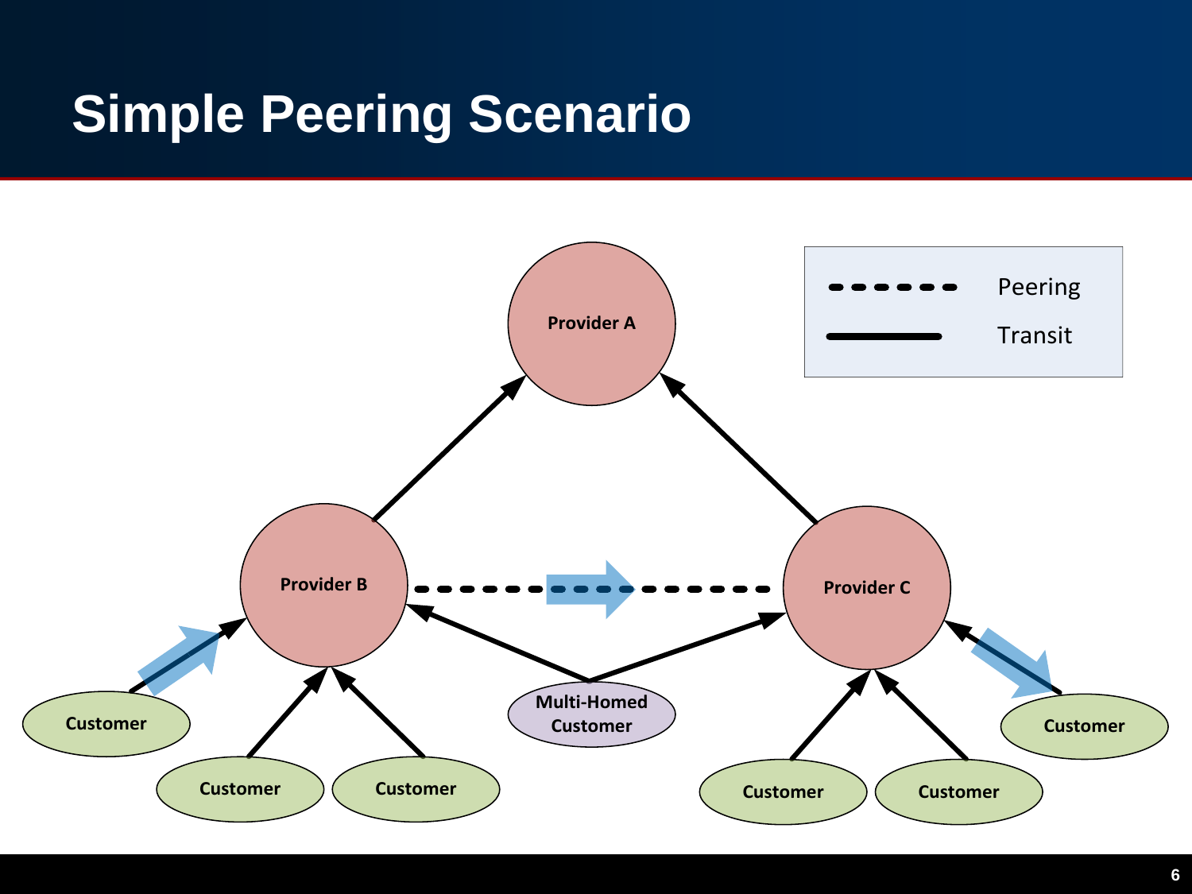# Simple Peering Scenario

Provider A

Provider B

Provider C

Multi-Homed Customer

Customer

Customer

Customer

Customer

Customer

Customer

Peering

Transit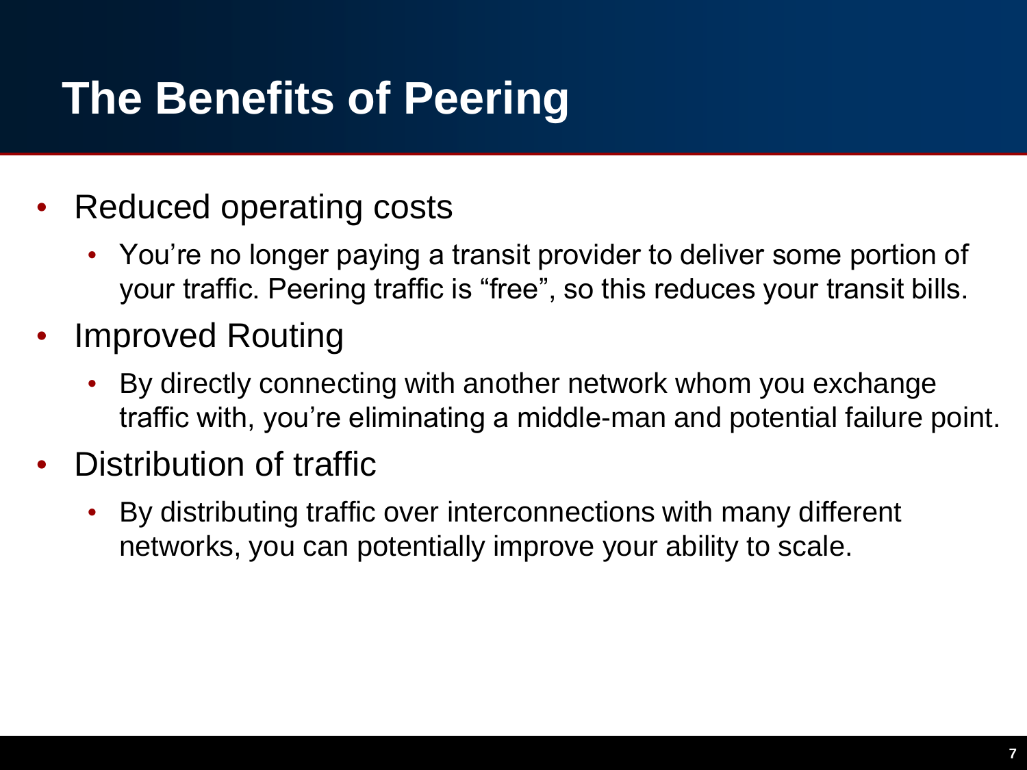# The Benefits of Peering

- Reduced operating costs
  - You're no longer paying a transit provider to deliver some portion of your traffic. Peering traffic is "free", so this reduces your transit bills.
- Improved Routing
  - By directly connecting with another network whom you exchange traffic with, you're eliminating a middle-man and potential failure point.
- Distribution of traffic
  - By distributing traffic over interconnections with many different networks, you can potentially improve your ability to scale.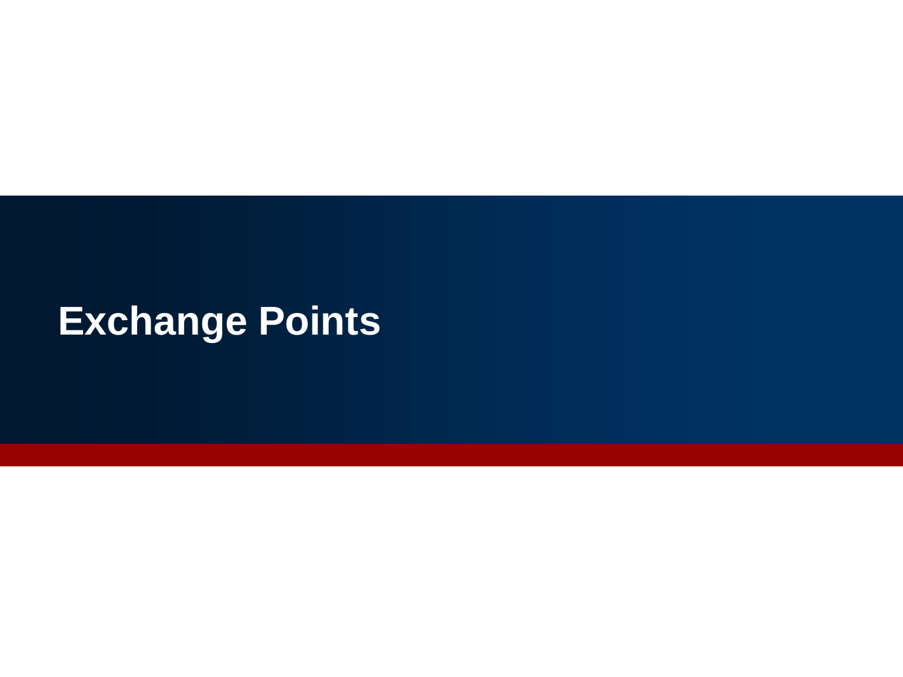# Exchange Points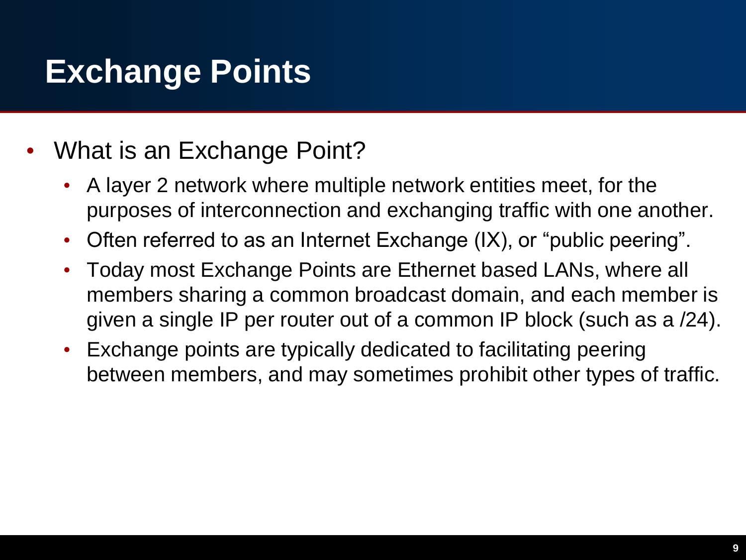# Exchange Points

- What is an Exchange Point?
  - A layer 2 network where multiple network entities meet, for the purposes of interconnection and exchanging traffic with one another.
  - Often referred to as an Internet Exchange (IX), or “public peering”.
  - Today most Exchange Points are Ethernet based LANs, where all members sharing a common broadcast domain, and each member is given a single IP per router out of a common IP block (such as a /24).
  - Exchange points are typically dedicated to facilitating peering between members, and may sometimes prohibit other types of traffic.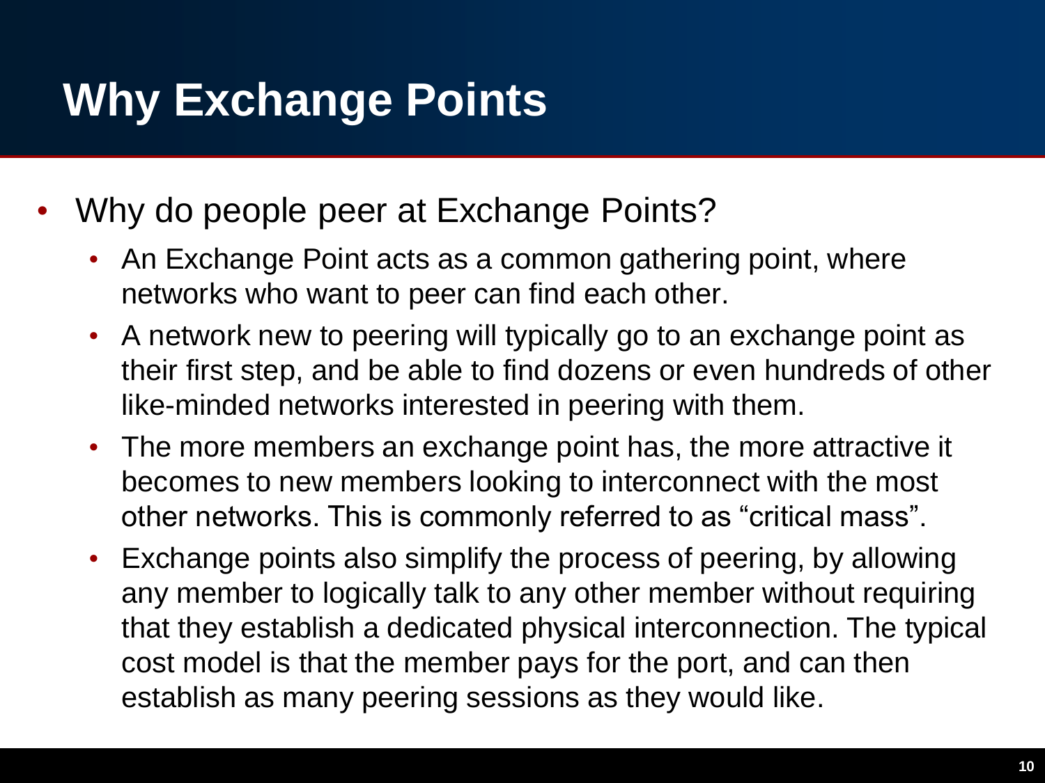# Why Exchange Points

- Why do people peer at Exchange Points?
  - An Exchange Point acts as a common gathering point, where networks who want to peer can find each other.
  - A network new to peering will typically go to an exchange point as their first step, and be able to find dozens or even hundreds of other like-minded networks interested in peering with them.
  - The more members an exchange point has, the more attractive it becomes to new members looking to interconnect with the most other networks. This is commonly referred to as "critical mass".
  - Exchange points also simplify the process of peering, by allowing any member to logically talk to any other member without requiring that they establish a dedicated physical interconnection. The typical cost model is that the member pays for the port, and can then establish as many peering sessions as they would like.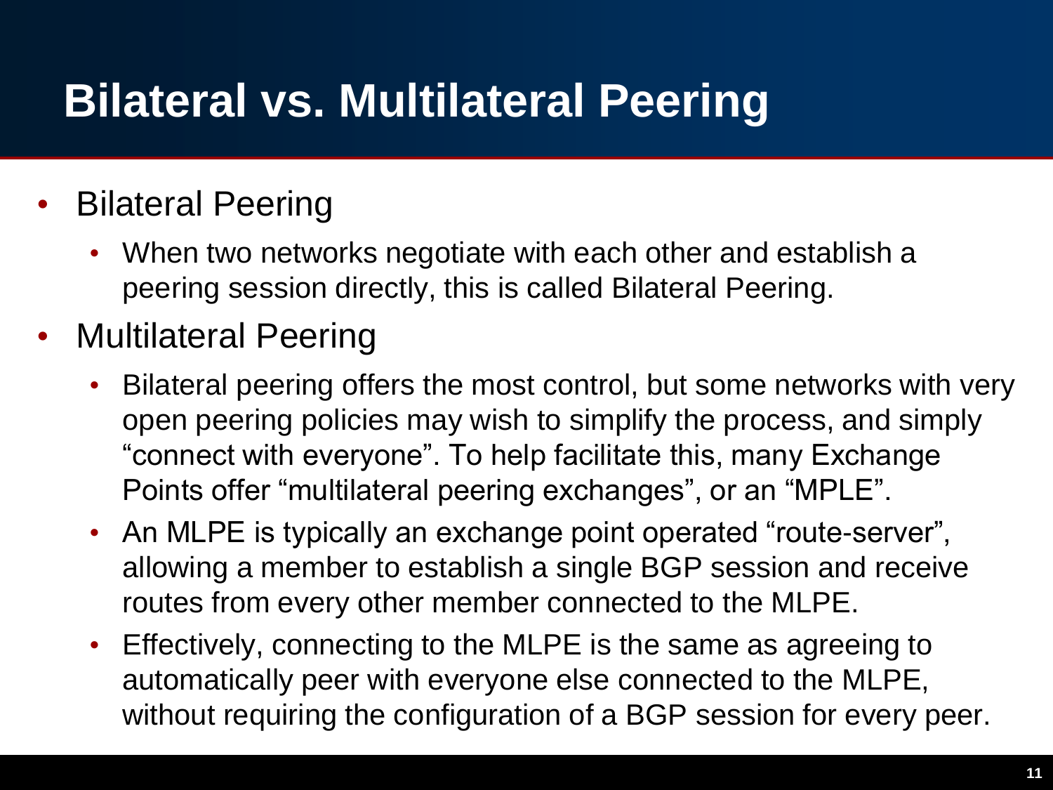# Bilateral vs. Multilateral Peering

- Bilateral Peering
  - When two networks negotiate with each other and establish a peering session directly, this is called Bilateral Peering.
- Multilateral Peering
  - Bilateral peering offers the most control, but some networks with very open peering policies may wish to simplify the process, and simply “connect with everyone”. To help facilitate this, many Exchange Points offer “multilateral peering exchanges”, or an “MPLE”.
  - An MLPE is typically an exchange point operated “route-server”, allowing a member to establish a single BGP session and receive routes from every other member connected to the MLPE.
  - Effectively, connecting to the MLPE is the same as agreeing to automatically peer with everyone else connected to the MLPE, without requiring the configuration of a BGP session for every peer.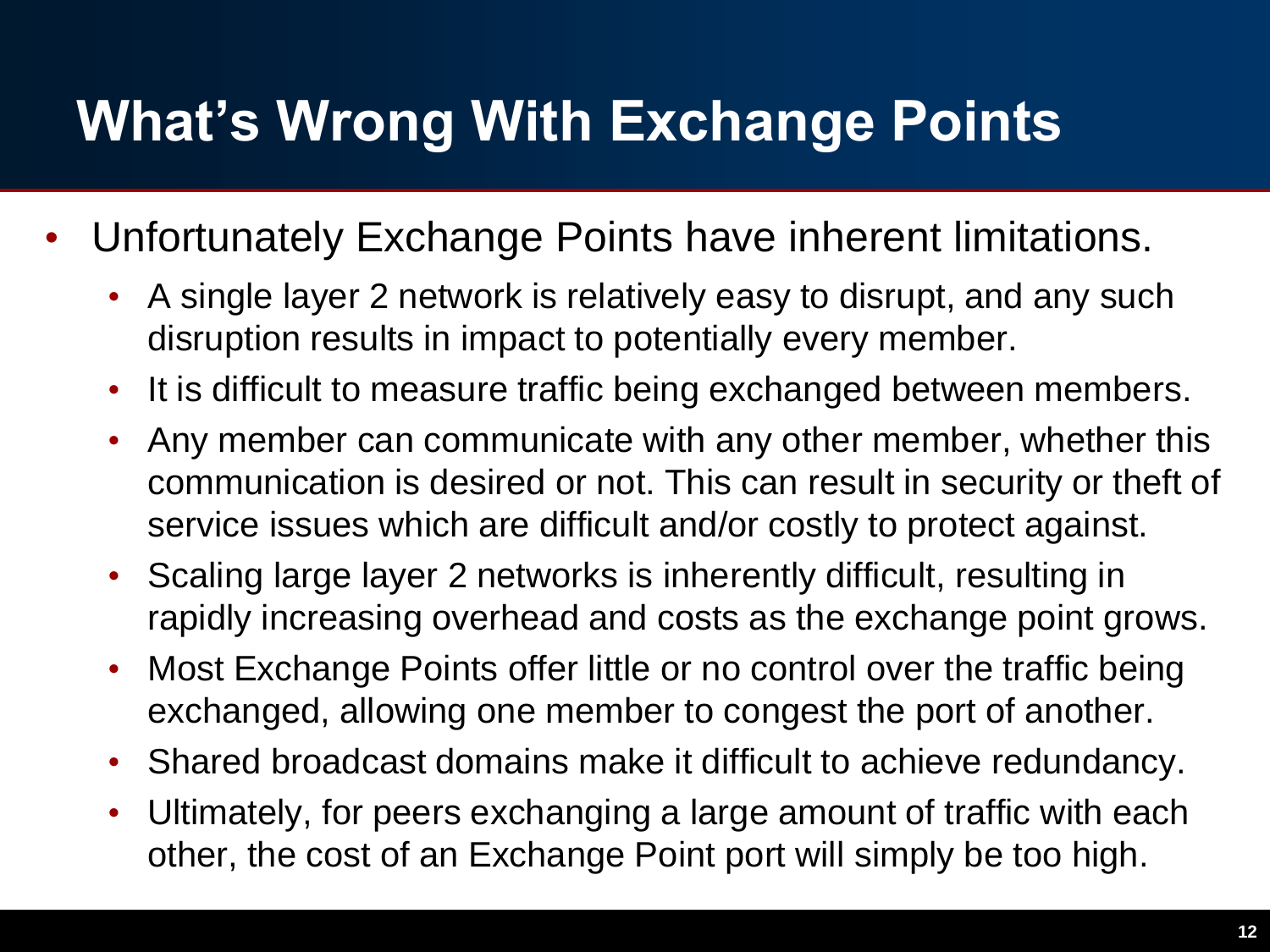# What's Wrong With Exchange Points

- Unfortunately Exchange Points have inherent limitations.
  - A single layer 2 network is relatively easy to disrupt, and any such disruption results in impact to potentially every member.
  - It is difficult to measure traffic being exchanged between members.
  - Any member can communicate with any other member, whether this communication is desired or not. This can result in security or theft of service issues which are difficult and/or costly to protect against.
  - Scaling large layer 2 networks is inherently difficult, resulting in rapidly increasing overhead and costs as the exchange point grows.
  - Most Exchange Points offer little or no control over the traffic being exchanged, allowing one member to congest the port of another.
  - Shared broadcast domains make it difficult to achieve redundancy.
  - Ultimately, for peers exchanging a large amount of traffic with each other, the cost of an Exchange Point port will simply be too high.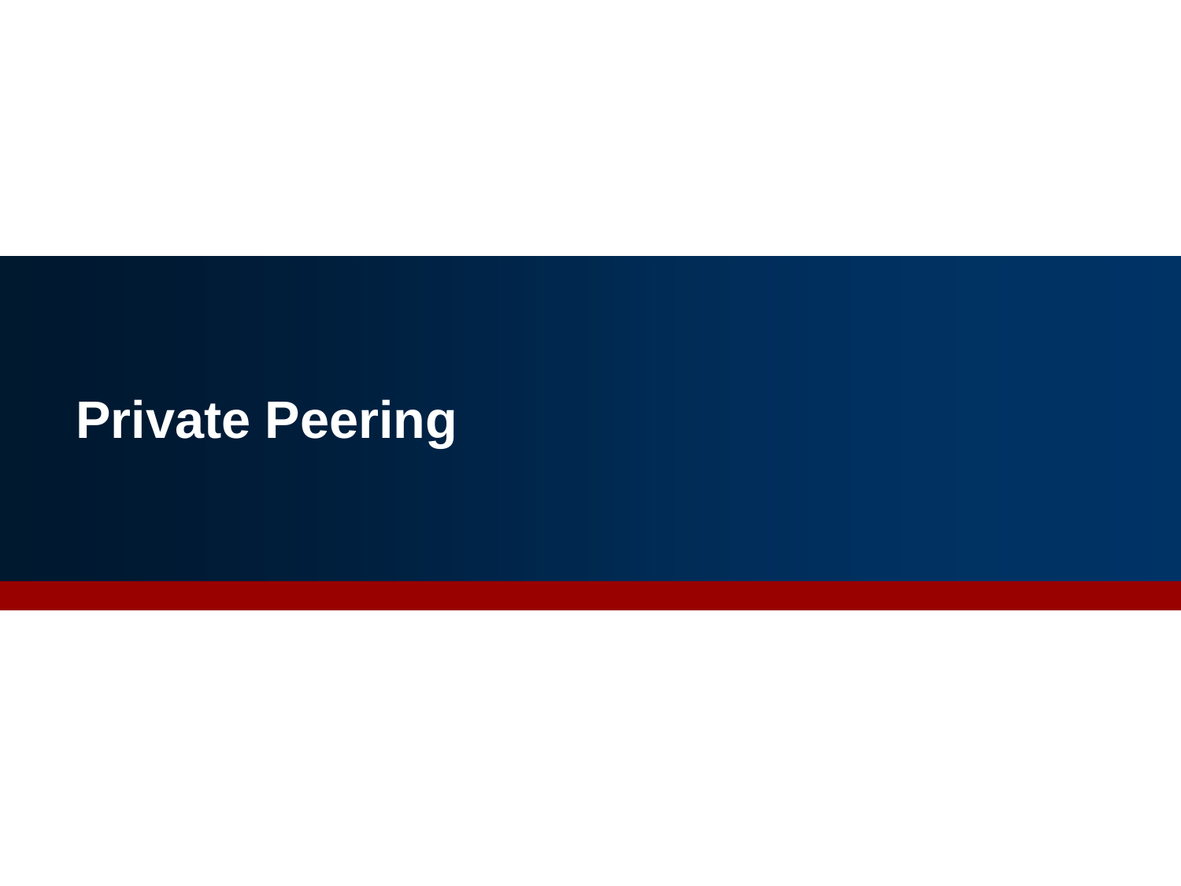# Private Peering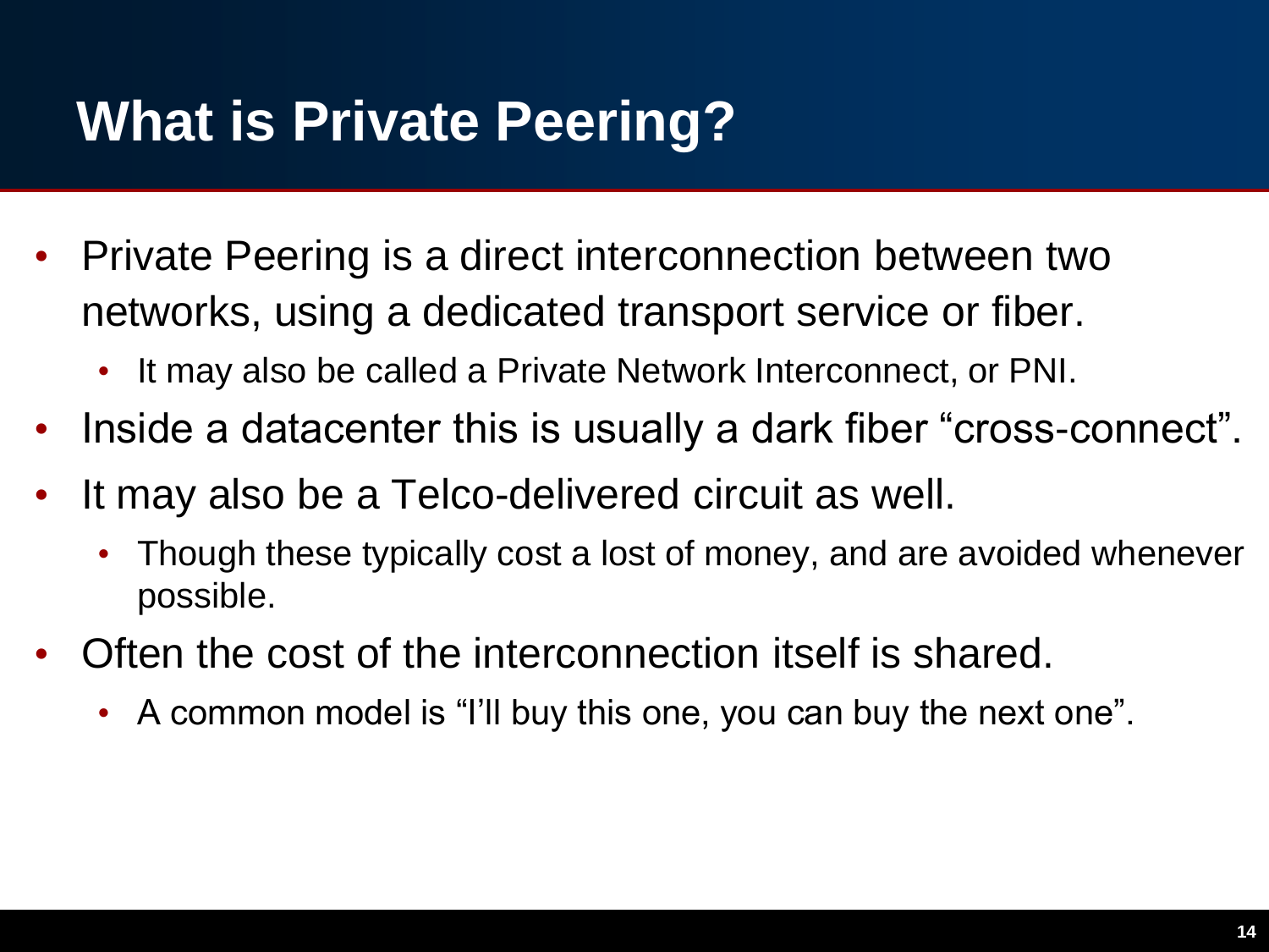# What is Private Peering?

- Private Peering is a direct interconnection between two networks, using a dedicated transport service or fiber.
  - It may also be called a Private Network Interconnect, or PNI.
- Inside a datacenter this is usually a dark fiber “cross-connect”.
- It may also be a Telco-delivered circuit as well.
  - Though these typically cost a lost of money, and are avoided whenever possible.
- Often the cost of the interconnection itself is shared.
  - A common model is “I’ll buy this one, you can buy the next one”.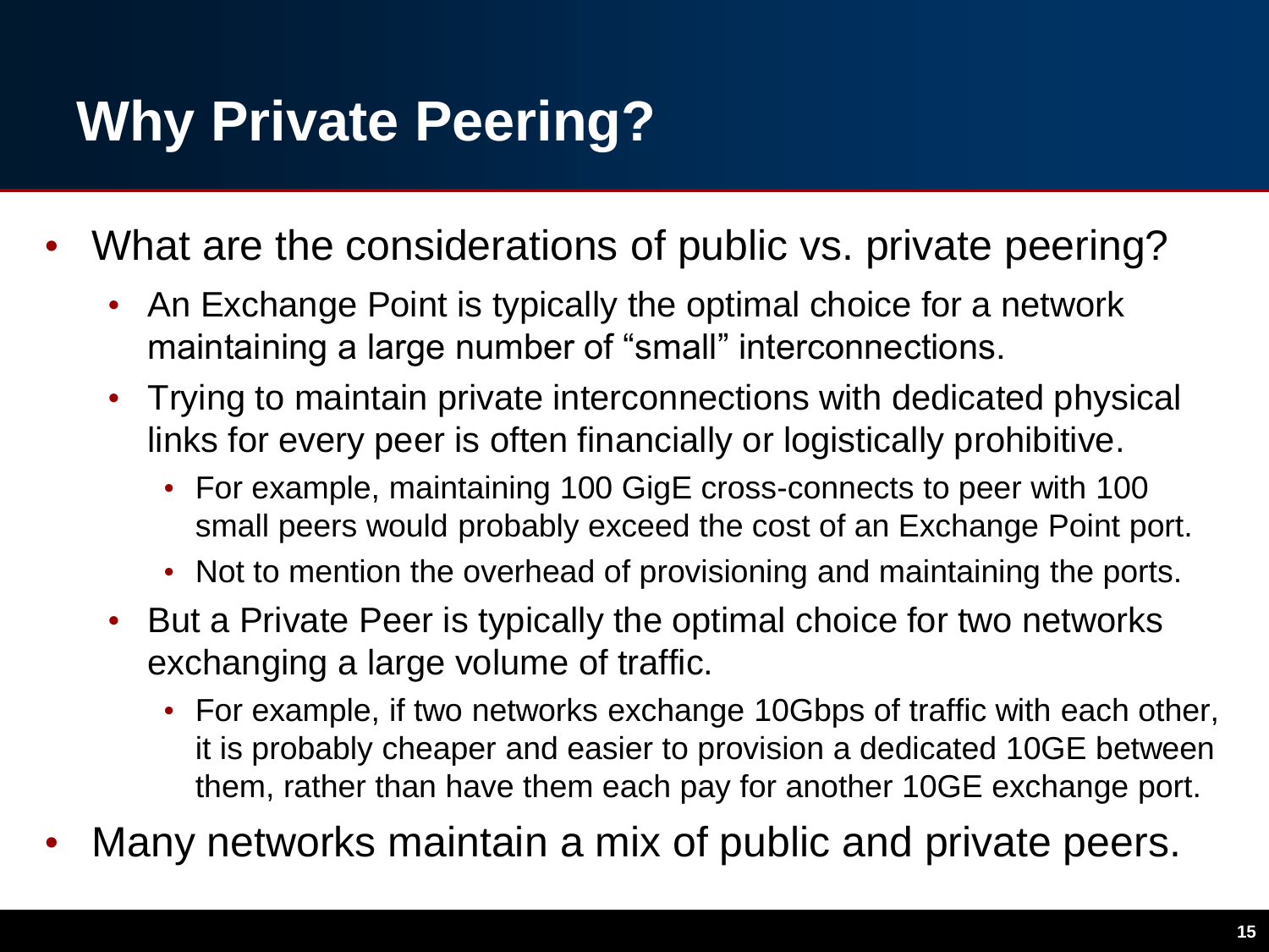# Why Private Peering?

- What are the considerations of public vs. private peering?
  - An Exchange Point is typically the optimal choice for a network maintaining a large number of “small” interconnections.
  - Trying to maintain private interconnections with dedicated physical links for every peer is often financially or logistically prohibitive.
    - For example, maintaining 100 GigE cross-connects to peer with 100 small peers would probably exceed the cost of an Exchange Point port.
    - Not to mention the overhead of provisioning and maintaining the ports.
  - But a Private Peer is typically the optimal choice for two networks exchanging a large volume of traffic.
    - For example, if two networks exchange 10Gbps of traffic with each other, it is probably cheaper and easier to provision a dedicated 10GE between them, rather than have them each pay for another 10GE exchange port.
- Many networks maintain a mix of public and private peers.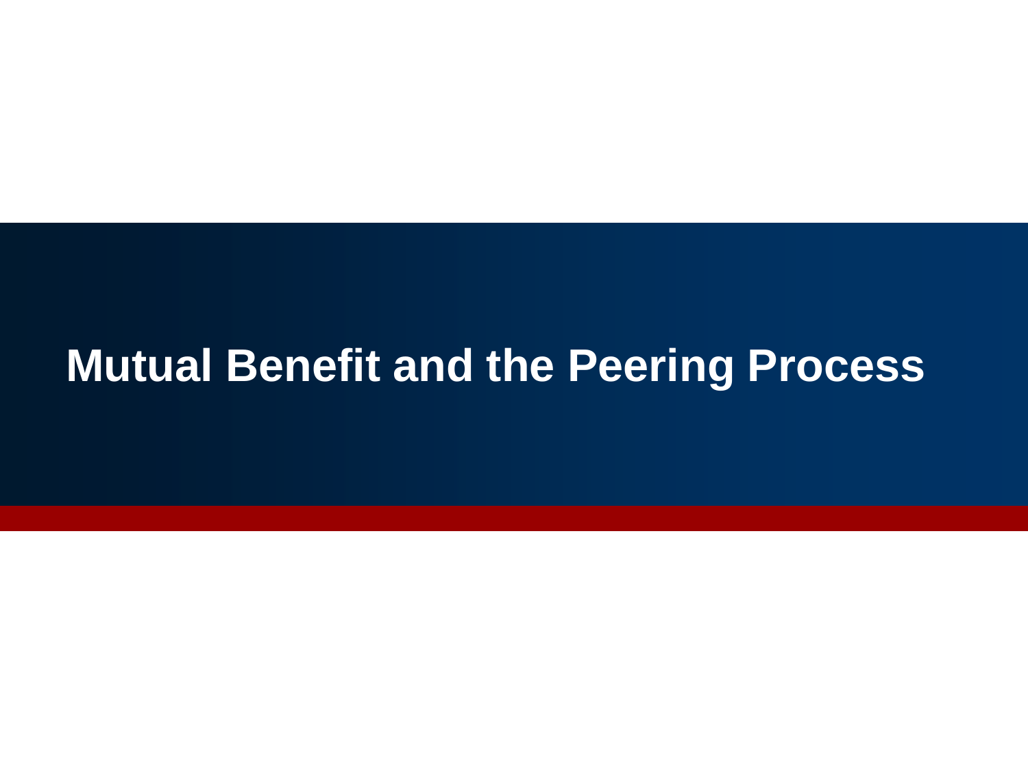# Mutual Benefit and the Peering Process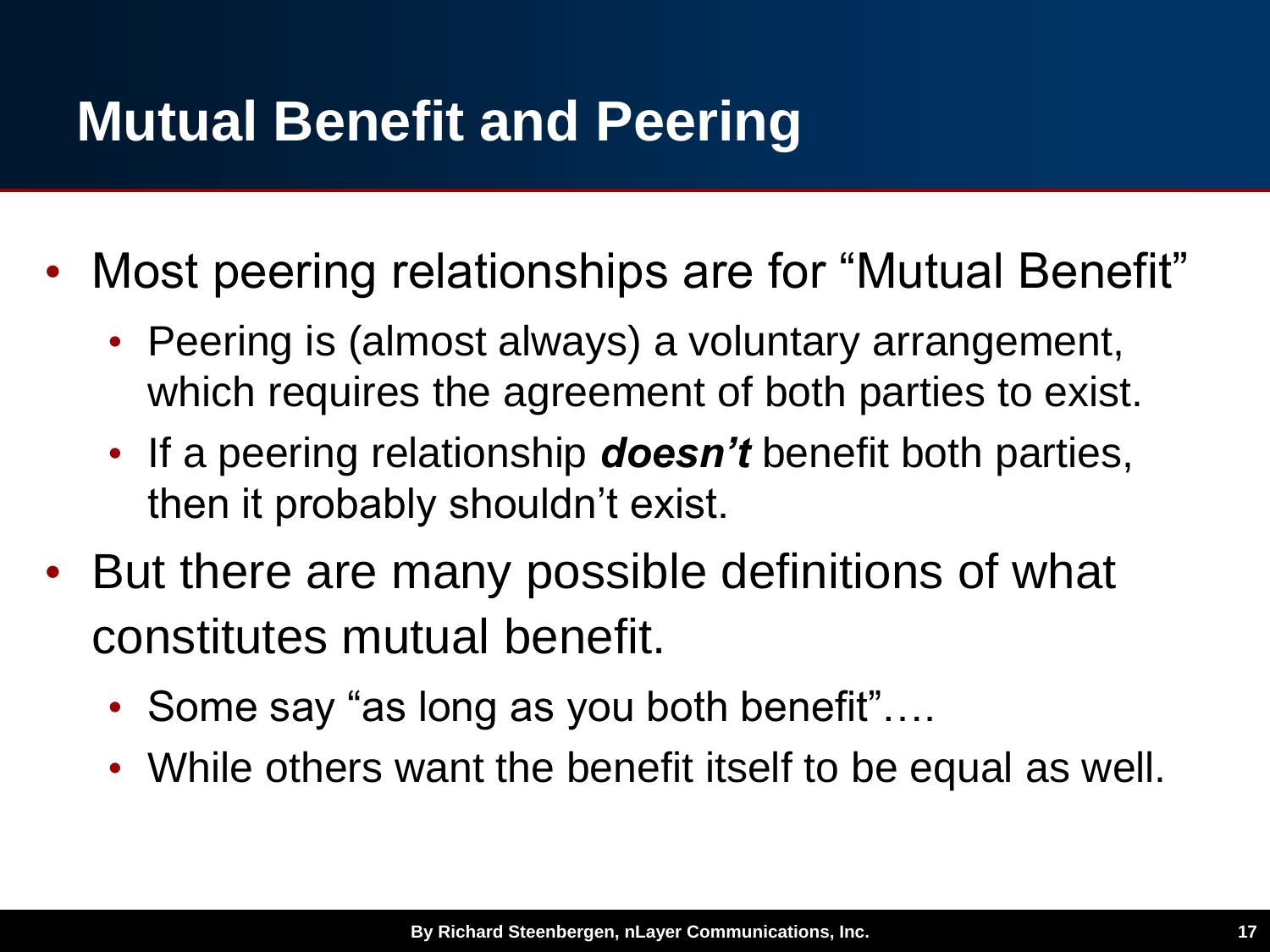# Mutual Benefit and Peering

- Most peering relationships are for "Mutual Benefit"
  - Peering is (almost always) a voluntary arrangement, which requires the agreement of both parties to exist.
  - If a peering relationship ***doesn't*** benefit both parties, then it probably shouldn't exist.
- But there are many possible definitions of what constitutes mutual benefit.
  - Some say "as long as you both benefit"….
  - While others want the benefit itself to be equal as well.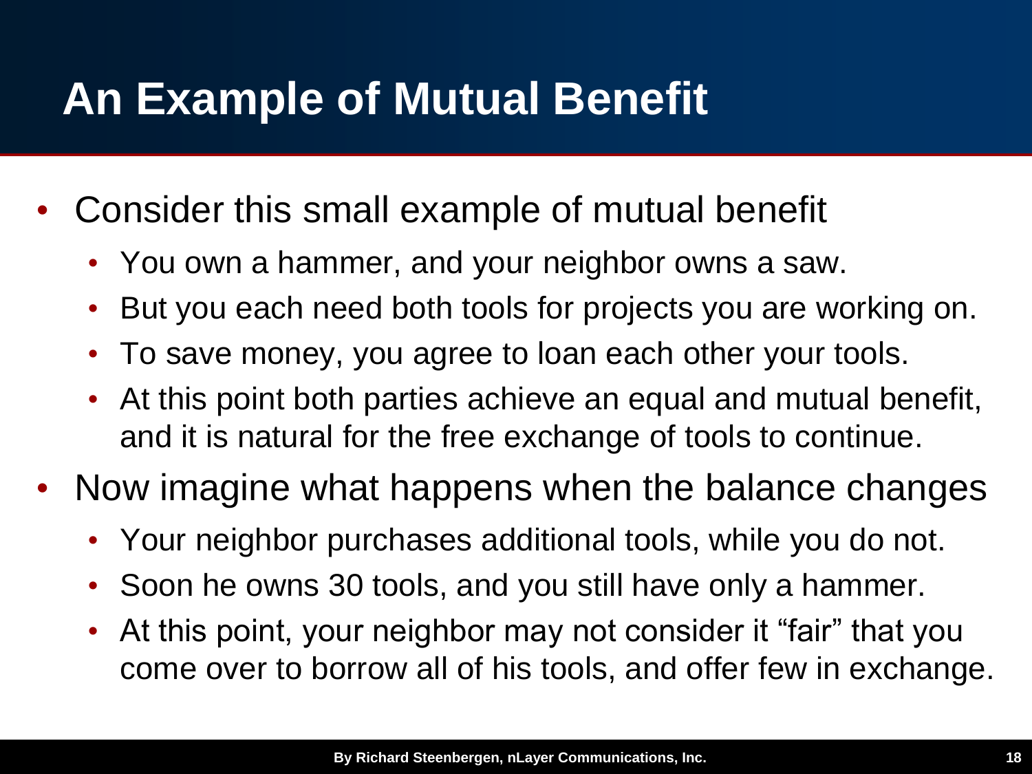# An Example of Mutual Benefit

- Consider this small example of mutual benefit
  - You own a hammer, and your neighbor owns a saw.
  - But you each need both tools for projects you are working on.
  - To save money, you agree to loan each other your tools.
  - At this point both parties achieve an equal and mutual benefit, and it is natural for the free exchange of tools to continue.
- Now imagine what happens when the balance changes
  - Your neighbor purchases additional tools, while you do not.
  - Soon he owns 30 tools, and you still have only a hammer.
  - At this point, your neighbor may not consider it “fair” that you come over to borrow all of his tools, and offer few in exchange.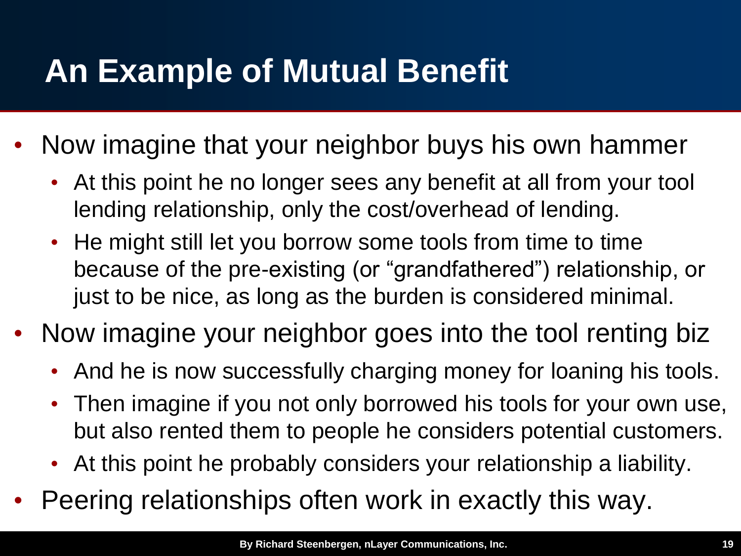# An Example of Mutual Benefit

- Now imagine that your neighbor buys his own hammer
  - At this point he no longer sees any benefit at all from your tool lending relationship, only the cost/overhead of lending.
  - He might still let you borrow some tools from time to time because of the pre-existing (or "grandfathered") relationship, or just to be nice, as long as the burden is considered minimal.
- Now imagine your neighbor goes into the tool renting biz
  - And he is now successfully charging money for loaning his tools.
  - Then imagine if you not only borrowed his tools for your own use, but also rented them to people he considers potential customers.
  - At this point he probably considers your relationship a liability.
- Peering relationships often work in exactly this way.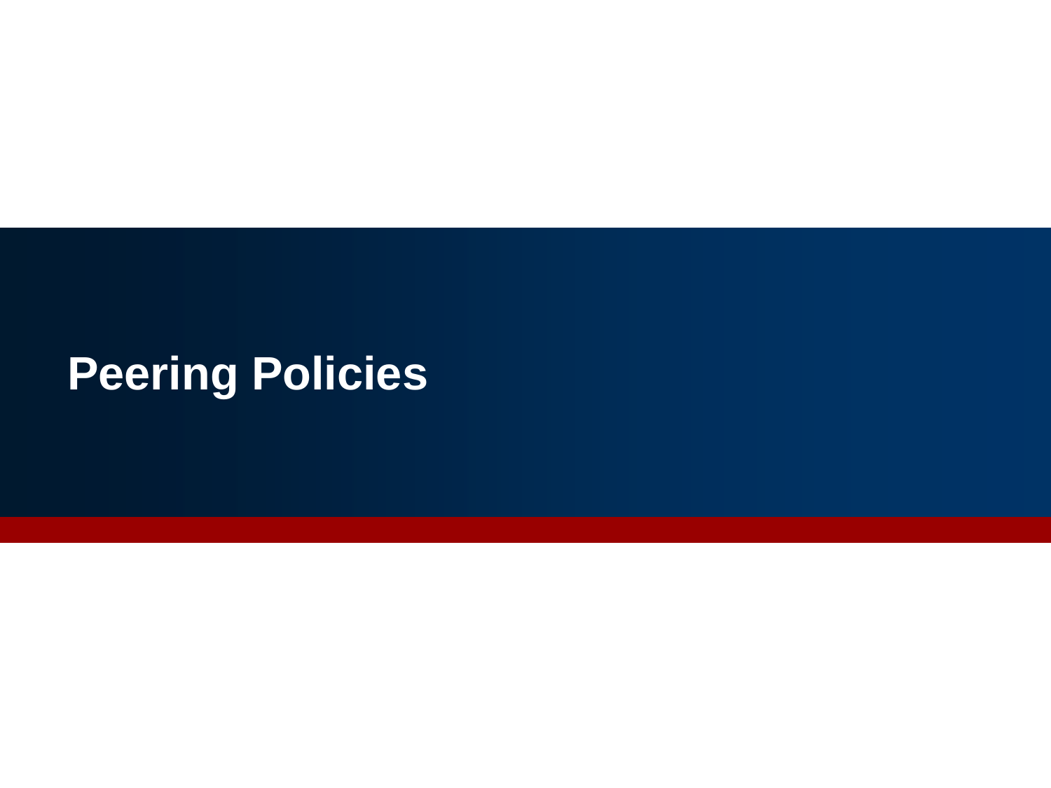# Peering Policies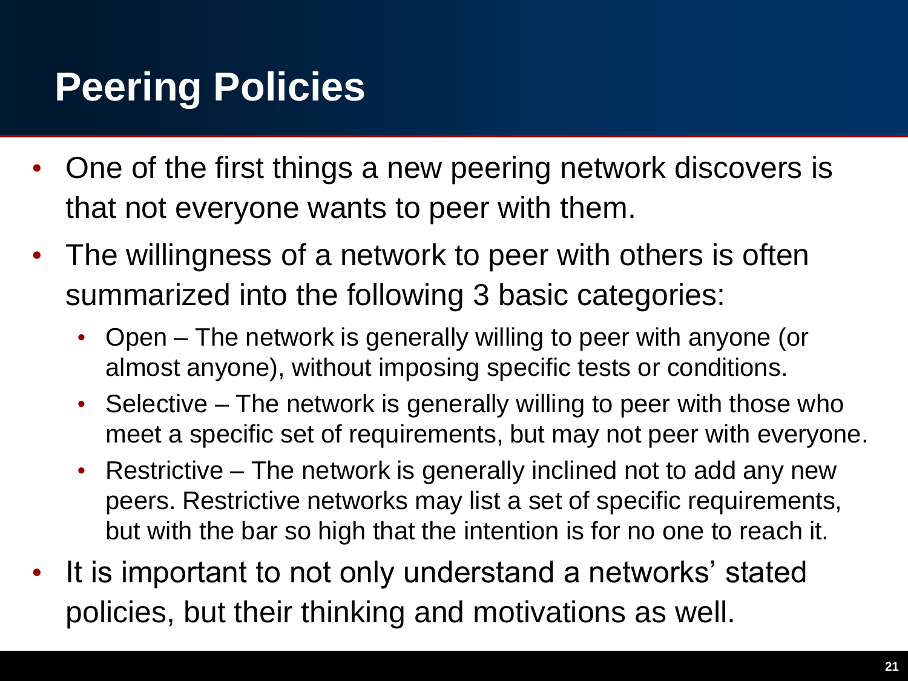# Peering Policies

- One of the first things a new peering network discovers is that not everyone wants to peer with them.
- The willingness of a network to peer with others is often summarized into the following 3 basic categories:
  - Open – The network is generally willing to peer with anyone (or almost anyone), without imposing specific tests or conditions.
  - Selective – The network is generally willing to peer with those who meet a specific set of requirements, but may not peer with everyone.
  - Restrictive – The network is generally inclined not to add any new peers. Restrictive networks may list a set of specific requirements, but with the bar so high that the intention is for no one to reach it.
- It is important to not only understand a networks' stated policies, but their thinking and motivations as well.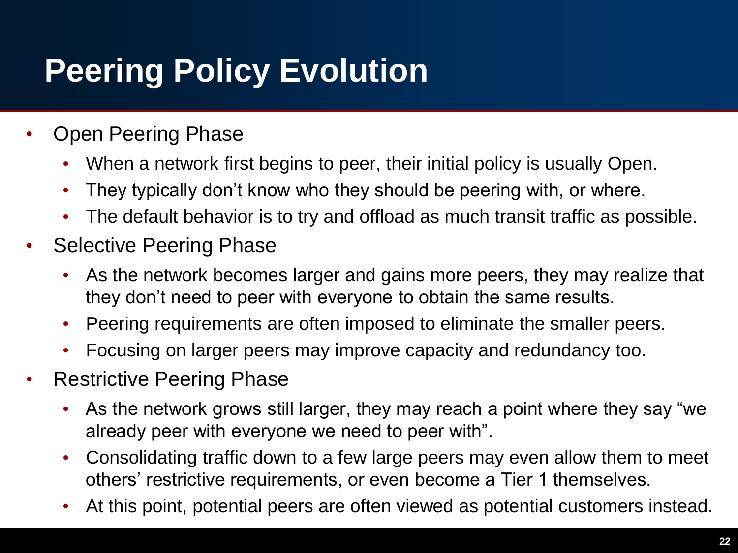# Peering Policy Evolution

- Open Peering Phase
  - When a network first begins to peer, their initial policy is usually Open.
  - They typically don't know who they should be peering with, or where.
  - The default behavior is to try and offload as much transit traffic as possible.
- Selective Peering Phase
  - As the network becomes larger and gains more peers, they may realize that they don't need to peer with everyone to obtain the same results.
  - Peering requirements are often imposed to eliminate the smaller peers.
  - Focusing on larger peers may improve capacity and redundancy too.
- Restrictive Peering Phase
  - As the network grows still larger, they may reach a point where they say "we already peer with everyone we need to peer with".
  - Consolidating traffic down to a few large peers may even allow them to meet others' restrictive requirements, or even become a Tier 1 themselves.
  - At this point, potential peers are often viewed as potential customers instead.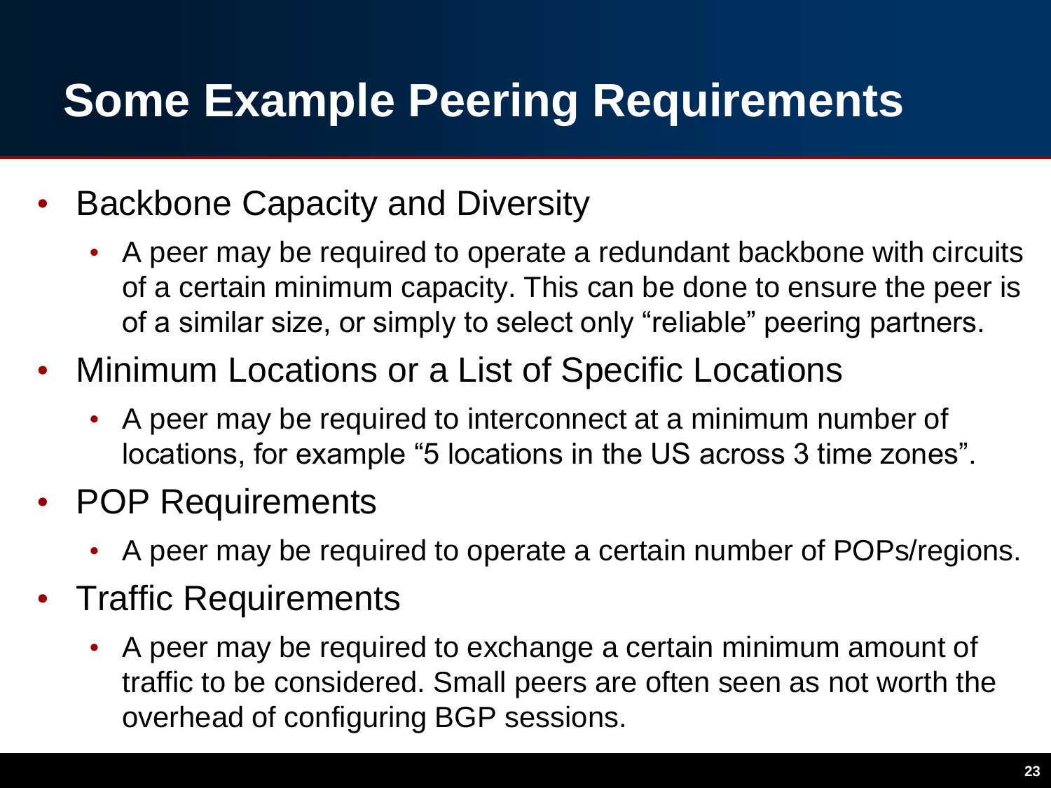# Some Example Peering Requirements

- Backbone Capacity and Diversity
  - A peer may be required to operate a redundant backbone with circuits of a certain minimum capacity. This can be done to ensure the peer is of a similar size, or simply to select only "reliable" peering partners.
- Minimum Locations or a List of Specific Locations
  - A peer may be required to interconnect at a minimum number of locations, for example "5 locations in the US across 3 time zones".
- POP Requirements
  - A peer may be required to operate a certain number of POPs/regions.
- Traffic Requirements
  - A peer may be required to exchange a certain minimum amount of traffic to be considered. Small peers are often seen as not worth the overhead of configuring BGP sessions.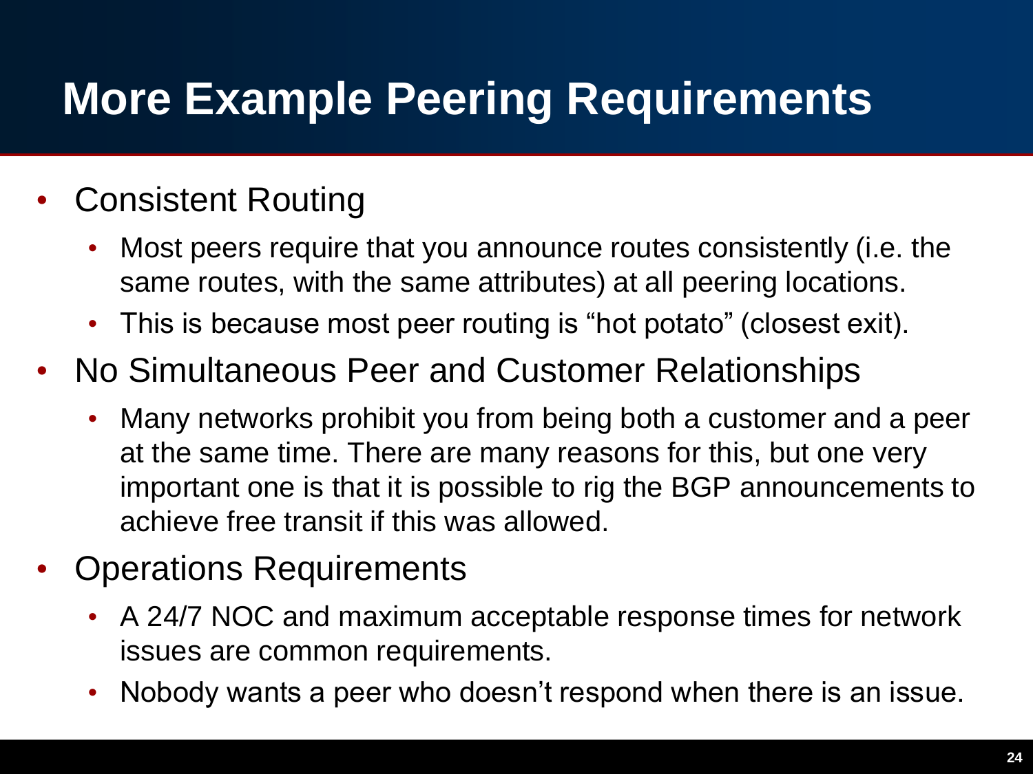# More Example Peering Requirements

- Consistent Routing
  - Most peers require that you announce routes consistently (i.e. the same routes, with the same attributes) at all peering locations.
  - This is because most peer routing is “hot potato” (closest exit).
- No Simultaneous Peer and Customer Relationships
  - Many networks prohibit you from being both a customer and a peer at the same time. There are many reasons for this, but one very important one is that it is possible to rig the BGP announcements to achieve free transit if this was allowed.
- Operations Requirements
  - A 24/7 NOC and maximum acceptable response times for network issues are common requirements.
  - Nobody wants a peer who doesn’t respond when there is an issue.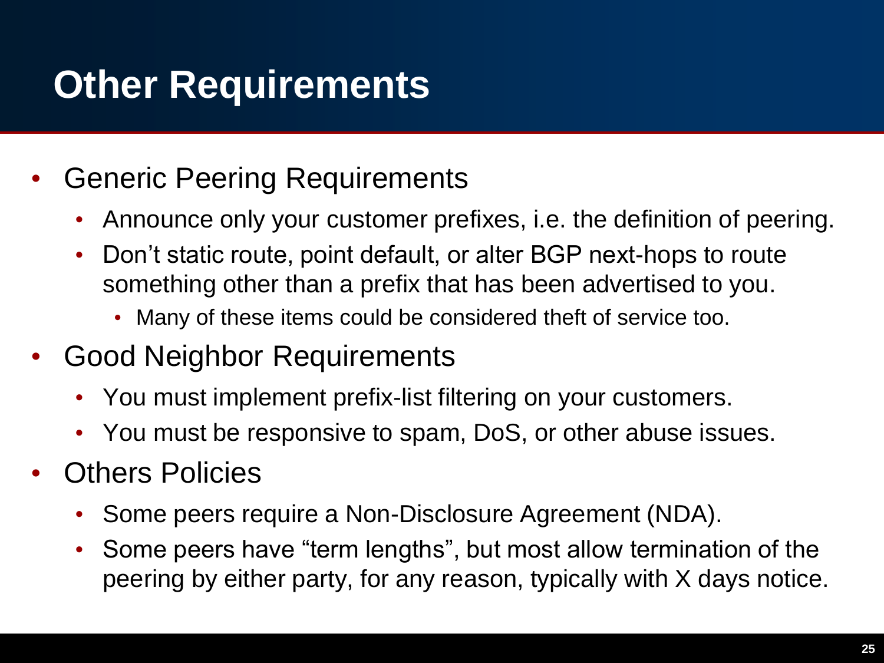# Other Requirements

- Generic Peering Requirements
  - Announce only your customer prefixes, i.e. the definition of peering.
  - Don't static route, point default, or alter BGP next-hops to route something other than a prefix that has been advertised to you.
    - Many of these items could be considered theft of service too.
- Good Neighbor Requirements
  - You must implement prefix-list filtering on your customers.
  - You must be responsive to spam, DoS, or other abuse issues.
- Others Policies
  - Some peers require a Non-Disclosure Agreement (NDA).
  - Some peers have "term lengths", but most allow termination of the peering by either party, for any reason, typically with X days notice.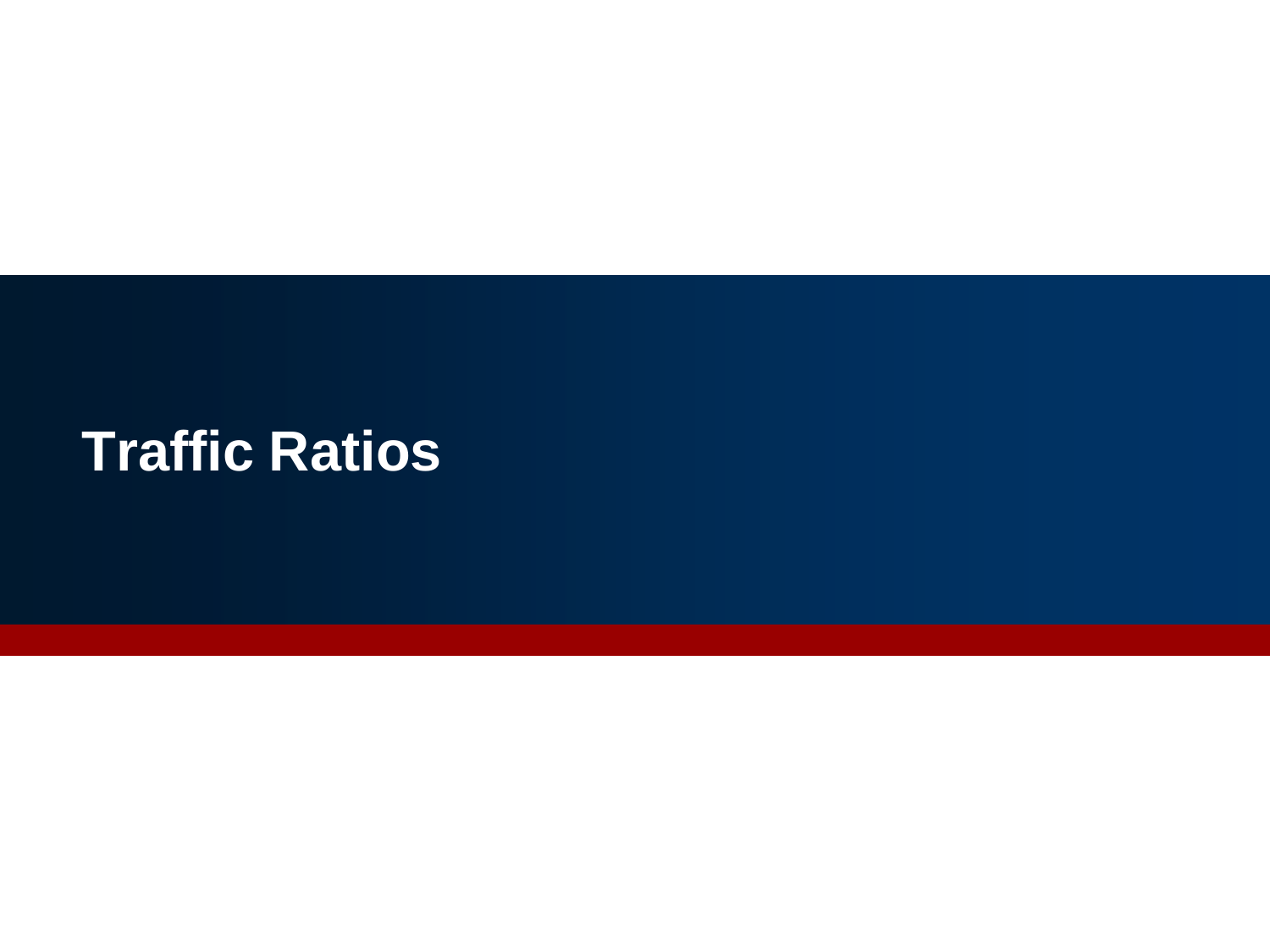# Traffic Ratios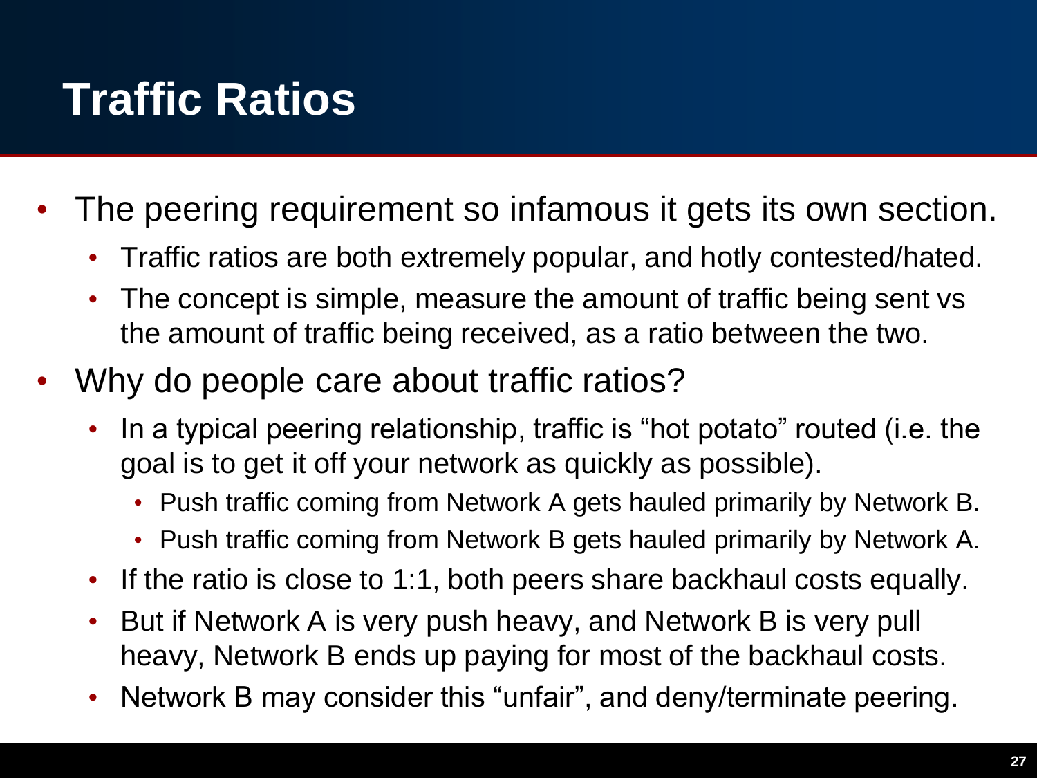# Traffic Ratios

- The peering requirement so infamous it gets its own section.
  - Traffic ratios are both extremely popular, and hotly contested/hated.
  - The concept is simple, measure the amount of traffic being sent vs the amount of traffic being received, as a ratio between the two.
- Why do people care about traffic ratios?
  - In a typical peering relationship, traffic is "hot potato" routed (i.e. the goal is to get it off your network as quickly as possible).
    - Push traffic coming from Network A gets hauled primarily by Network B.
    - Push traffic coming from Network B gets hauled primarily by Network A.
  - If the ratio is close to 1:1, both peers share backhaul costs equally.
  - But if Network A is very push heavy, and Network B is very pull heavy, Network B ends up paying for most of the backhaul costs.
  - Network B may consider this "unfair", and deny/terminate peering.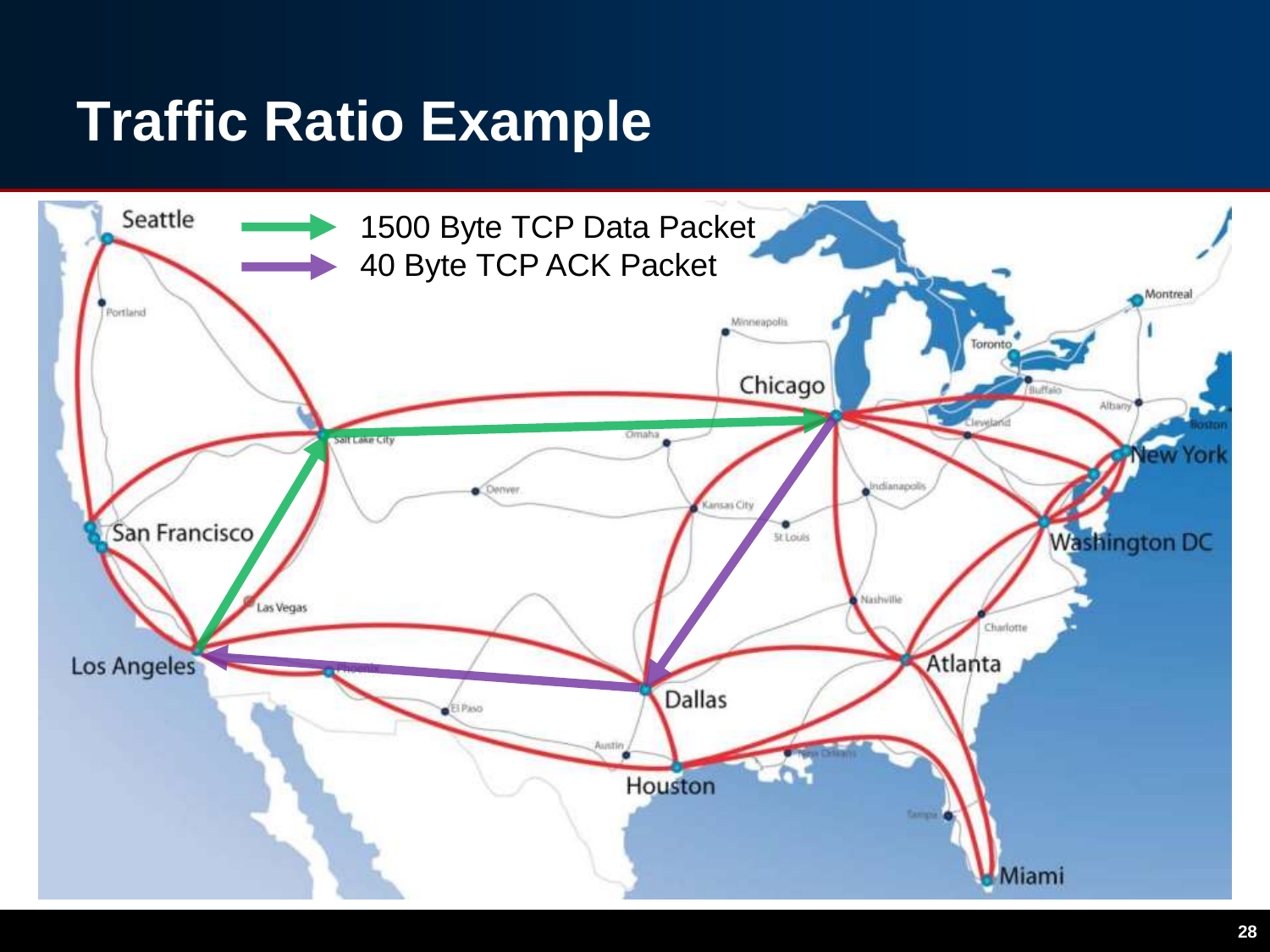# Traffic Ratio Example

1500 Byte TCP Data Packet

40 Byte TCP ACK Packet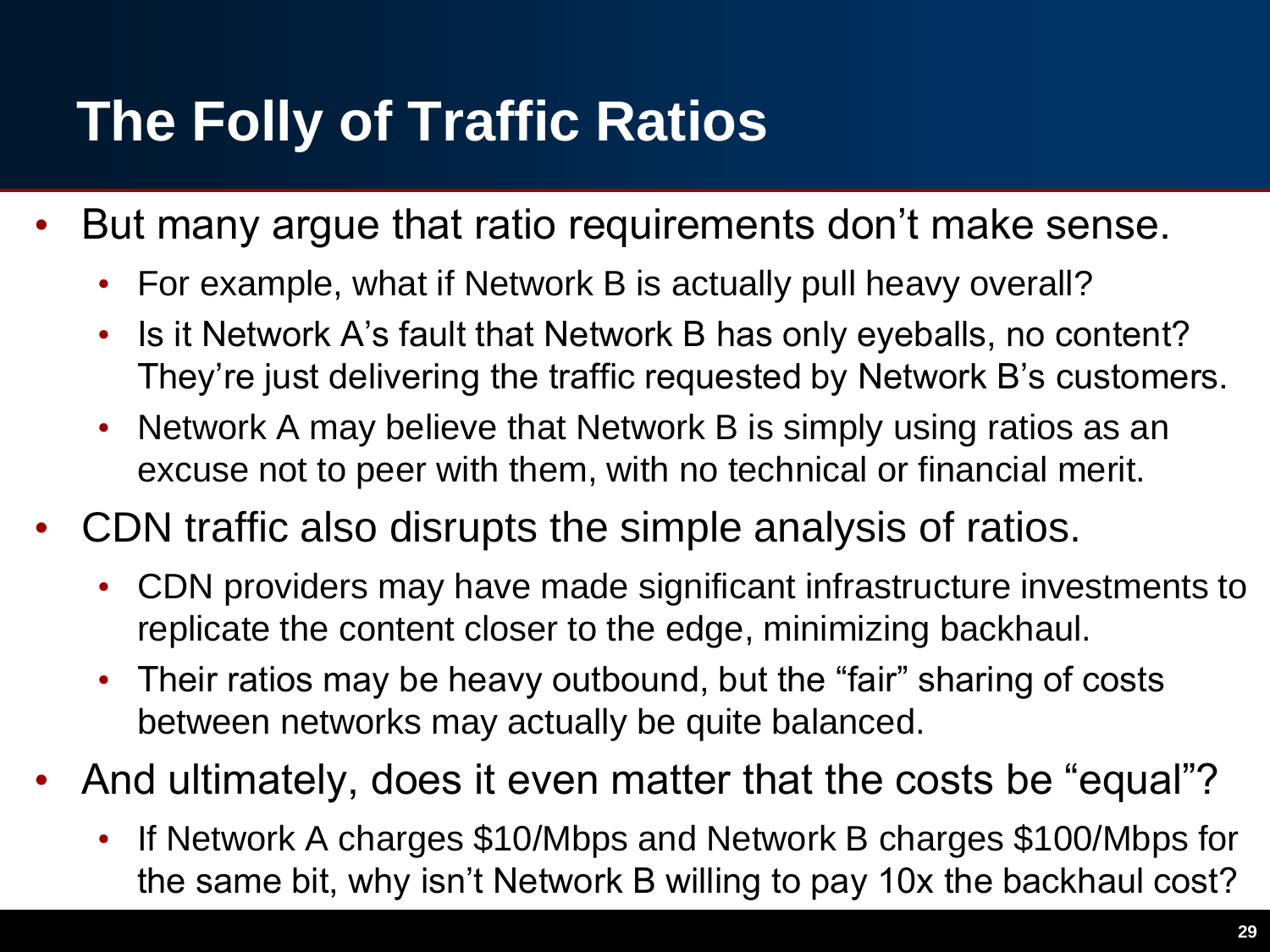# The Folly of Traffic Ratios

- But many argue that ratio requirements don't make sense.
  - For example, what if Network B is actually pull heavy overall?
  - Is it Network A's fault that Network B has only eyeballs, no content? They're just delivering the traffic requested by Network B's customers.
  - Network A may believe that Network B is simply using ratios as an excuse not to peer with them, with no technical or financial merit.
- CDN traffic also disrupts the simple analysis of ratios.
  - CDN providers may have made significant infrastructure investments to replicate the content closer to the edge, minimizing backhaul.
  - Their ratios may be heavy outbound, but the "fair" sharing of costs between networks may actually be quite balanced.
- And ultimately, does it even matter that the costs be "equal"?
  - If Network A charges $10/Mbps and Network B charges $100/Mbps for the same bit, why isn't Network B willing to pay 10x the backhaul cost?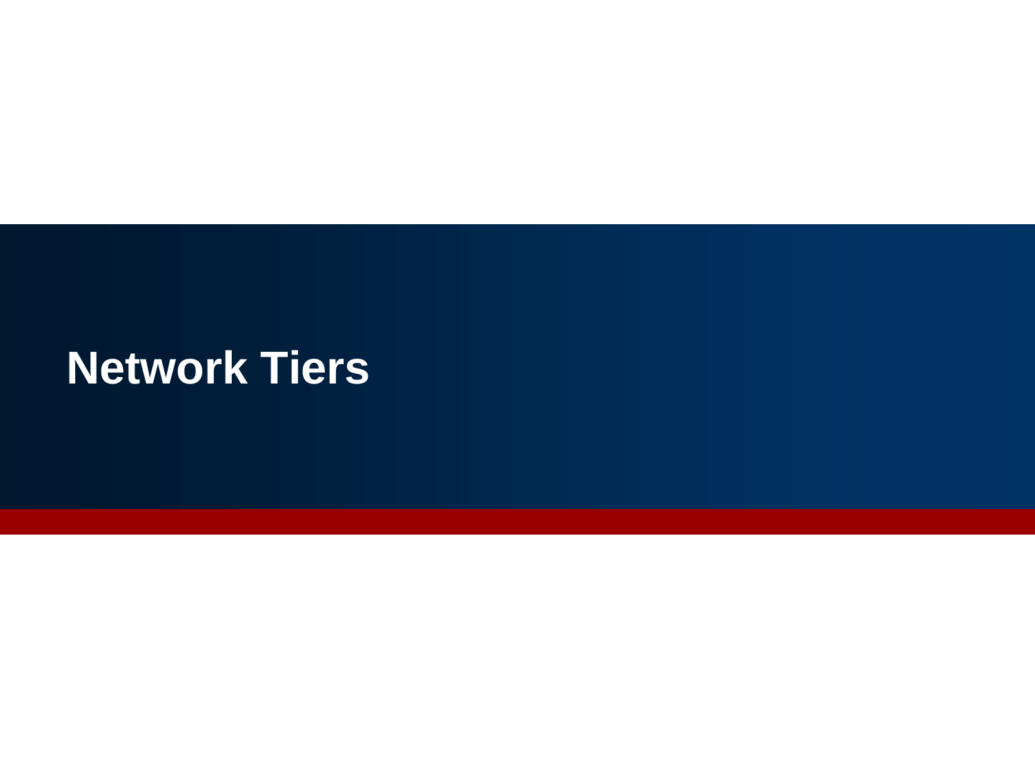# Network Tiers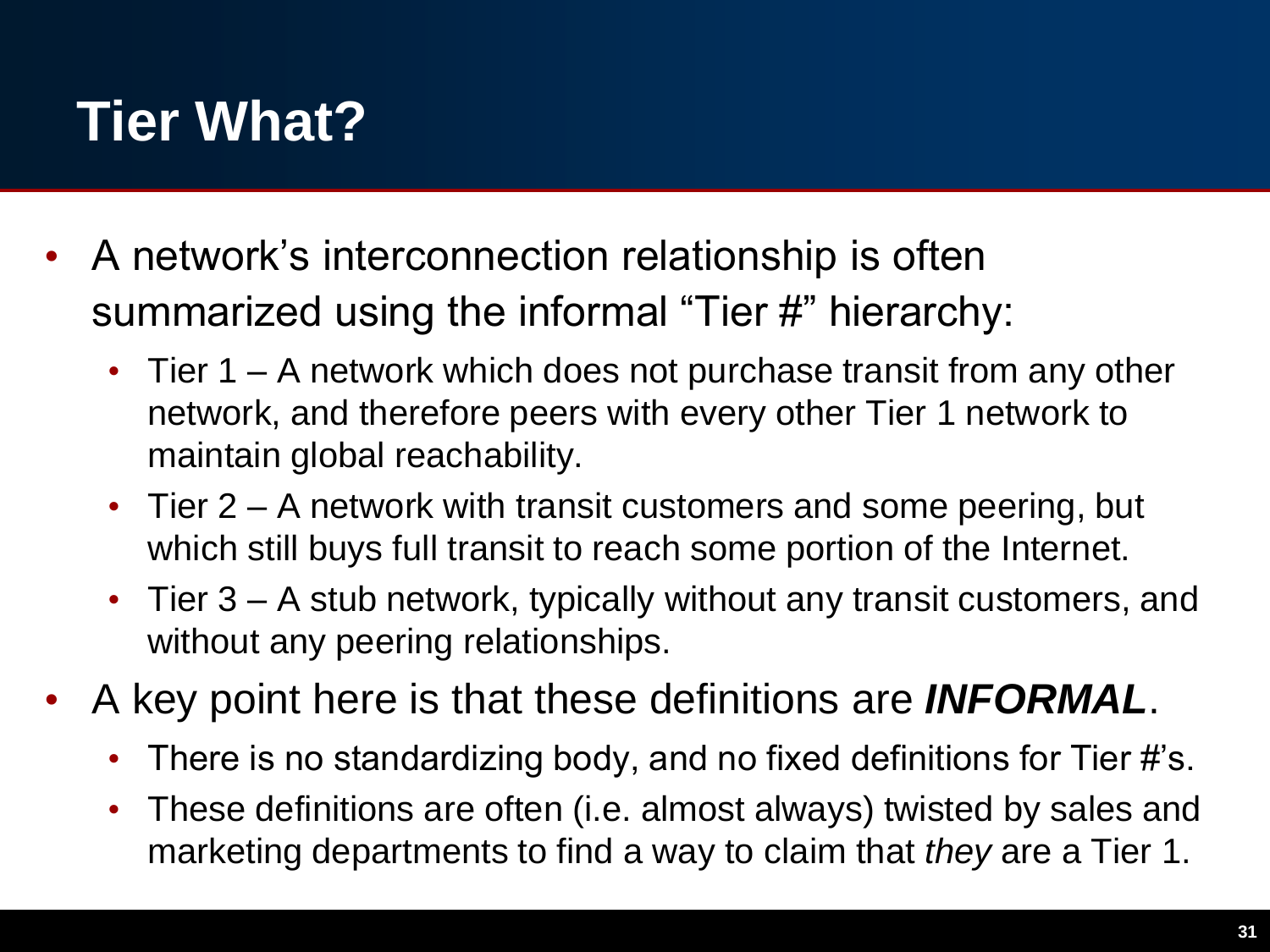# Tier What?

- A network's interconnection relationship is often summarized using the informal "Tier #" hierarchy:
  - Tier 1 – A network which does not purchase transit from any other network, and therefore peers with every other Tier 1 network to maintain global reachability.
  - Tier 2 – A network with transit customers and some peering, but which still buys full transit to reach some portion of the Internet.
  - Tier 3 – A stub network, typically without any transit customers, and without any peering relationships.
- A key point here is that these definitions are ***INFORMAL***.
  - There is no standardizing body, and no fixed definitions for Tier #'s.
  - These definitions are often (i.e. almost always) twisted by sales and marketing departments to find a way to claim that *they* are a Tier 1.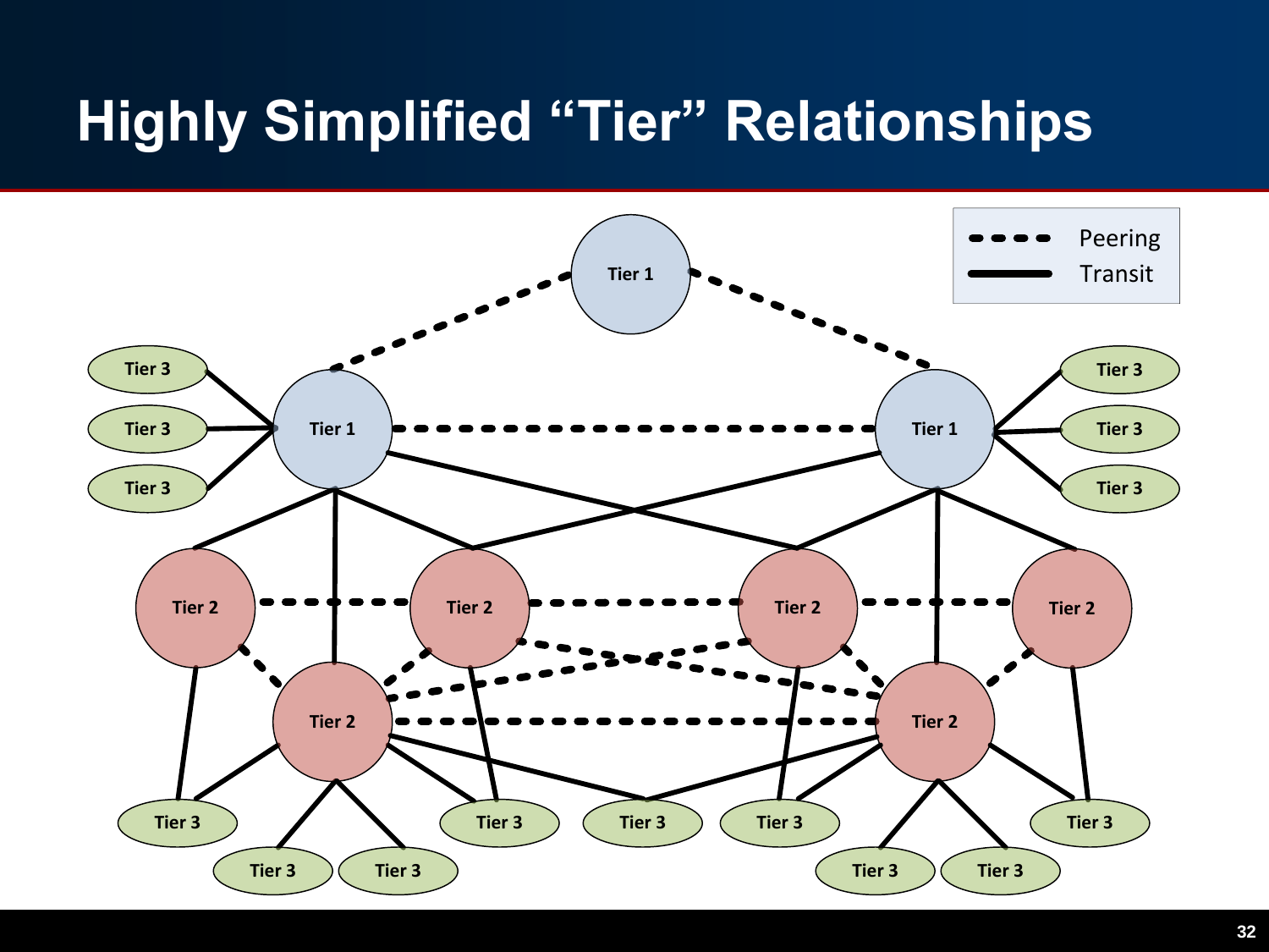# Highly Simplified "Tier" Relationships

Peering

Transit

Tier 1

Tier 1

Tier 1

Tier 3

Tier 3

Tier 3

Tier 3

Tier 3

Tier 3

Tier 2

Tier 2

Tier 2

Tier 2

Tier 2

Tier 2

Tier 3

Tier 3

Tier 3

Tier 3

Tier 3

Tier 3

Tier 3

Tier 3

Tier 3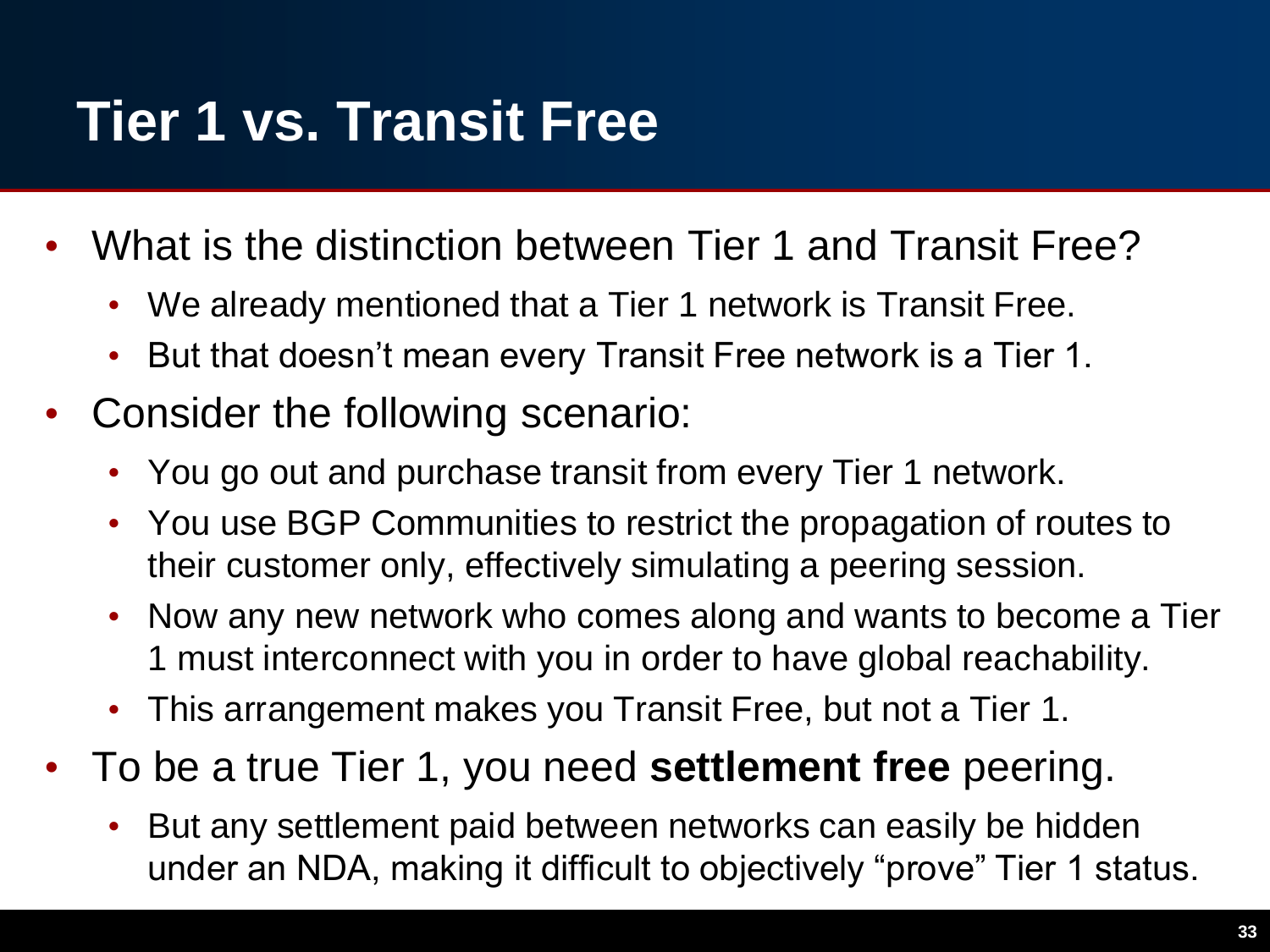# Tier 1 vs. Transit Free

- What is the distinction between Tier 1 and Transit Free?
  - We already mentioned that a Tier 1 network is Transit Free.
  - But that doesn't mean every Transit Free network is a Tier 1.
- Consider the following scenario:
  - You go out and purchase transit from every Tier 1 network.
  - You use BGP Communities to restrict the propagation of routes to their customer only, effectively simulating a peering session.
  - Now any new network who comes along and wants to become a Tier 1 must interconnect with you in order to have global reachability.
  - This arrangement makes you Transit Free, but not a Tier 1.
- To be a true Tier 1, you need **settlement free** peering.
  - But any settlement paid between networks can easily be hidden under an NDA, making it difficult to objectively "prove" Tier 1 status.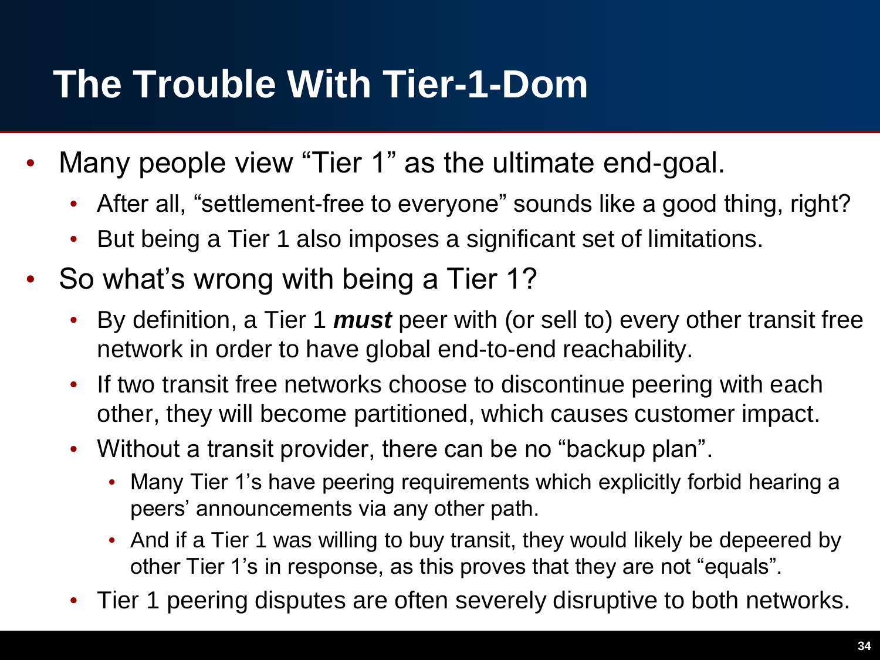# The Trouble With Tier-1-Dom

- Many people view “Tier 1” as the ultimate end-goal.
  - After all, “settlement-free to everyone” sounds like a good thing, right?
  - But being a Tier 1 also imposes a significant set of limitations.
- So what’s wrong with being a Tier 1?
  - By definition, a Tier 1 ***must*** peer with (or sell to) every other transit free network in order to have global end-to-end reachability.
  - If two transit free networks choose to discontinue peering with each other, they will become partitioned, which causes customer impact.
  - Without a transit provider, there can be no “backup plan”.
    - Many Tier 1’s have peering requirements which explicitly forbid hearing a peers’ announcements via any other path.
    - And if a Tier 1 was willing to buy transit, they would likely be depeered by other Tier 1’s in response, as this proves that they are not “equals”.
  - Tier 1 peering disputes are often severely disruptive to both networks.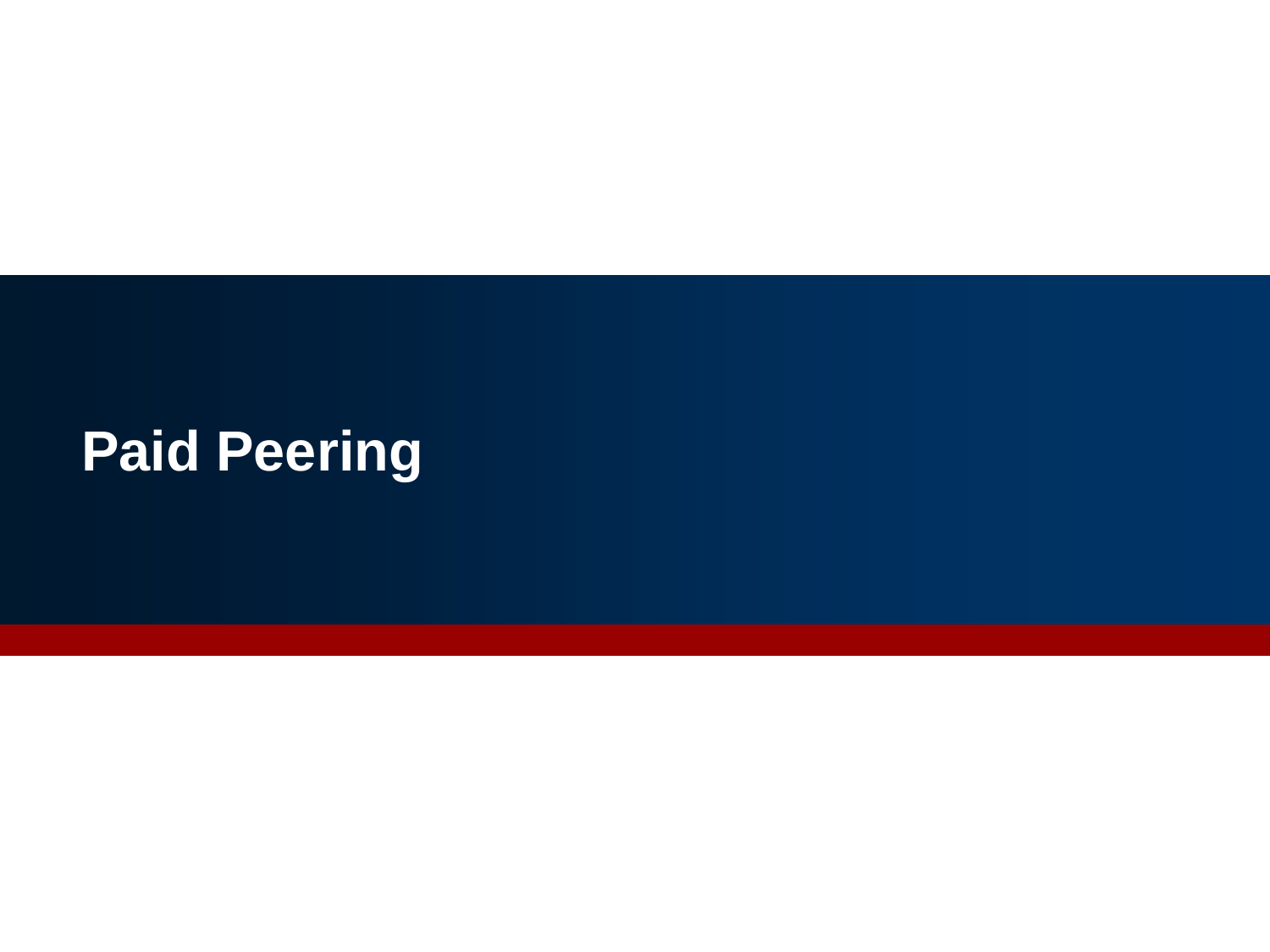# Paid Peering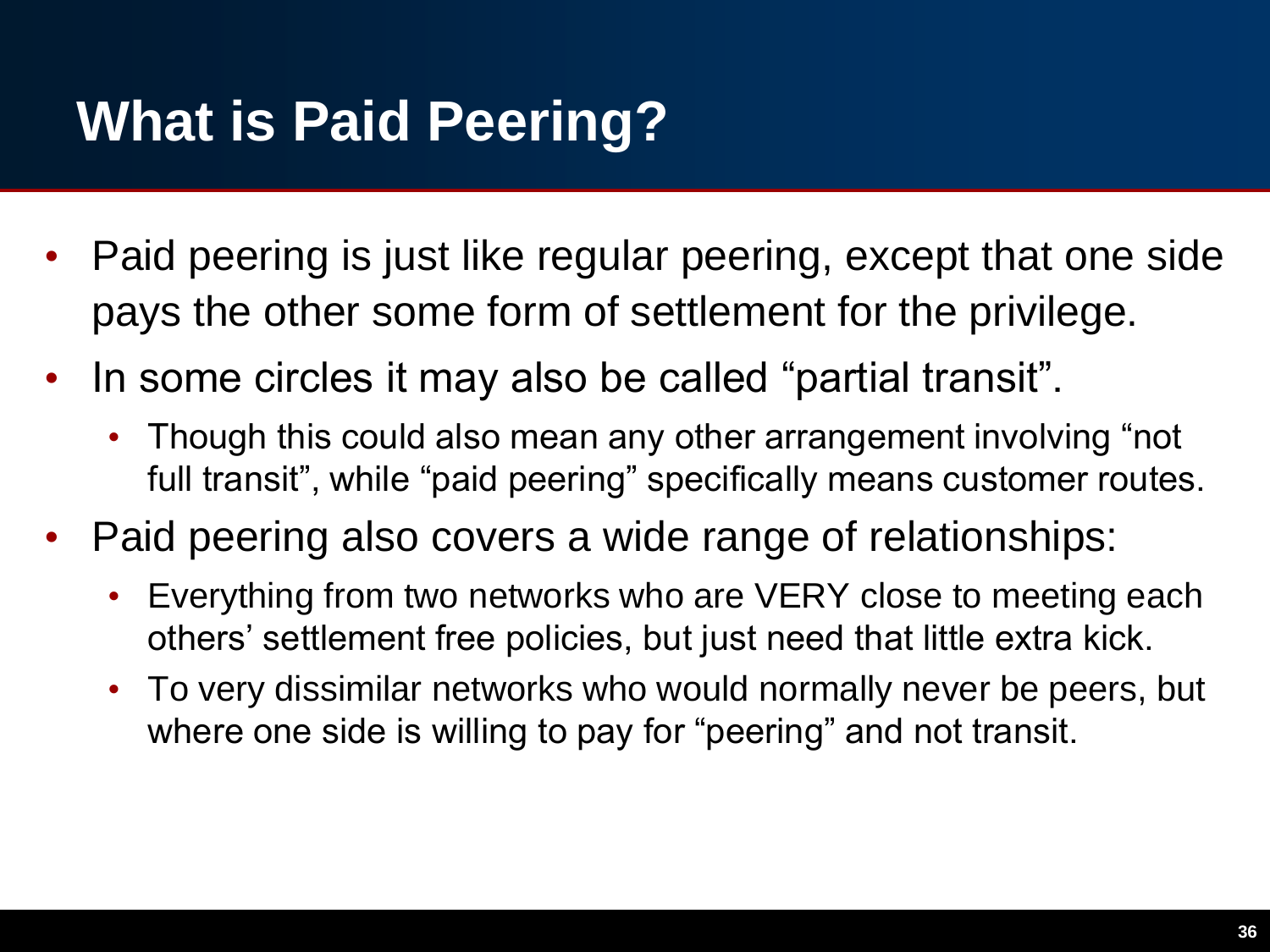# What is Paid Peering?

- Paid peering is just like regular peering, except that one side pays the other some form of settlement for the privilege.
- In some circles it may also be called "partial transit".
  - Though this could also mean any other arrangement involving "not full transit", while "paid peering" specifically means customer routes.
- Paid peering also covers a wide range of relationships:
  - Everything from two networks who are VERY close to meeting each others' settlement free policies, but just need that little extra kick.
  - To very dissimilar networks who would normally never be peers, but where one side is willing to pay for "peering" and not transit.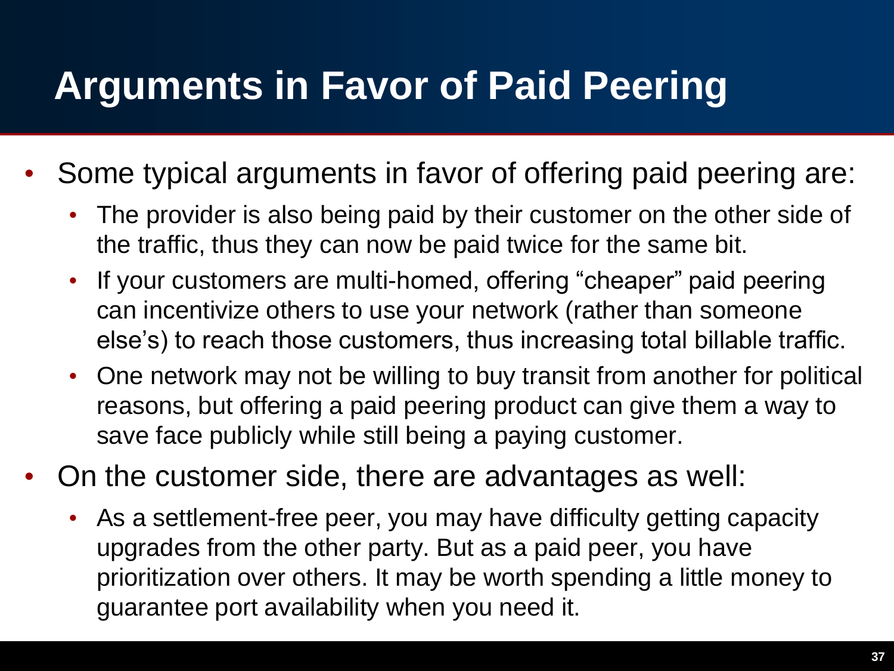# Arguments in Favor of Paid Peering

- Some typical arguments in favor of offering paid peering are:
  - The provider is also being paid by their customer on the other side of the traffic, thus they can now be paid twice for the same bit.
  - If your customers are multi-homed, offering "cheaper" paid peering can incentivize others to use your network (rather than someone else's) to reach those customers, thus increasing total billable traffic.
  - One network may not be willing to buy transit from another for political reasons, but offering a paid peering product can give them a way to save face publicly while still being a paying customer.
- On the customer side, there are advantages as well:
  - As a settlement-free peer, you may have difficulty getting capacity upgrades from the other party. But as a paid peer, you have prioritization over others. It may be worth spending a little money to guarantee port availability when you need it.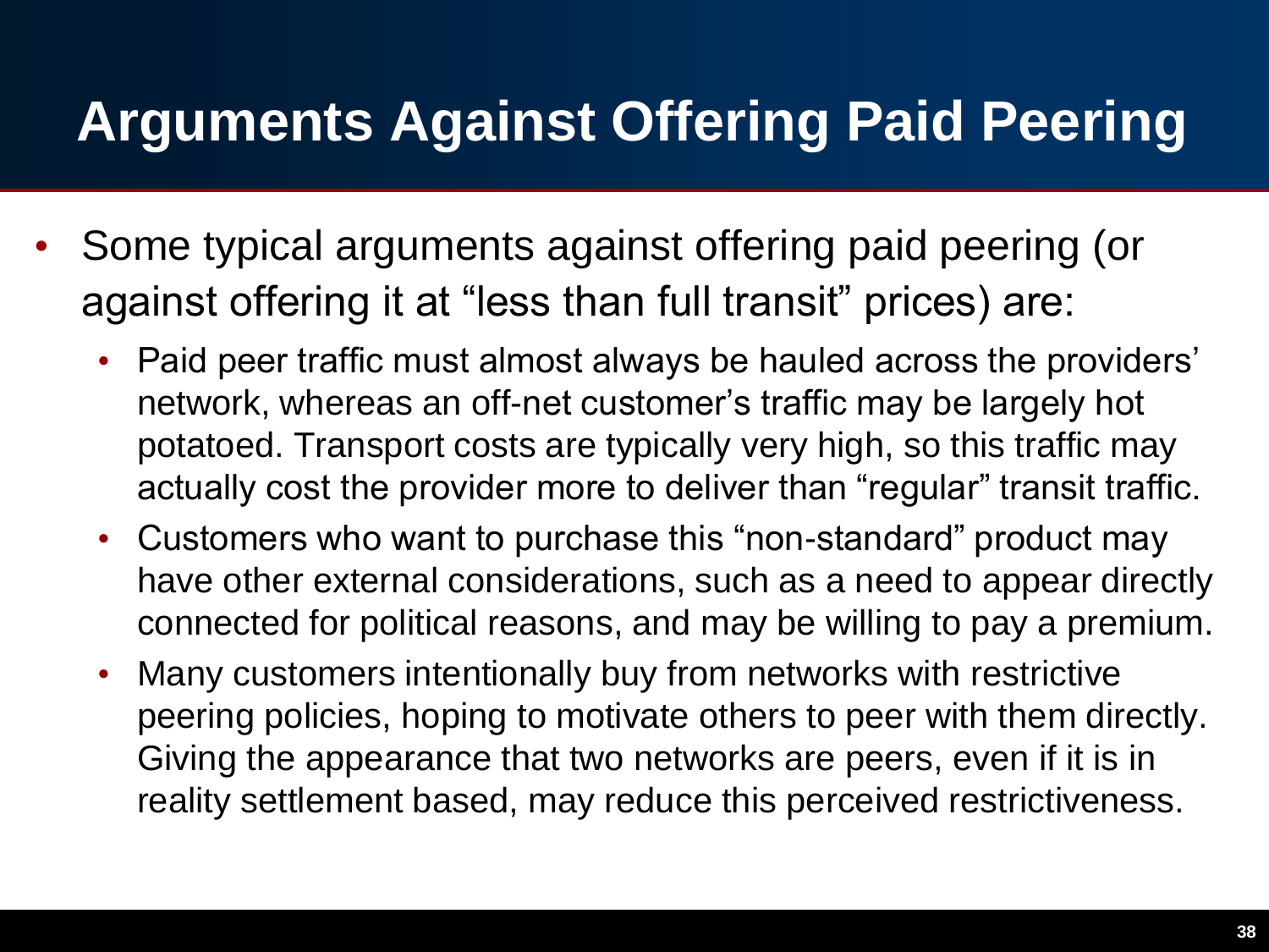# Arguments Against Offering Paid Peering

- Some typical arguments against offering paid peering (or against offering it at "less than full transit" prices) are:
  - Paid peer traffic must almost always be hauled across the providers' network, whereas an off-net customer's traffic may be largely hot potatoed. Transport costs are typically very high, so this traffic may actually cost the provider more to deliver than "regular" transit traffic.
  - Customers who want to purchase this "non-standard" product may have other external considerations, such as a need to appear directly connected for political reasons, and may be willing to pay a premium.
  - Many customers intentionally buy from networks with restrictive peering policies, hoping to motivate others to peer with them directly. Giving the appearance that two networks are peers, even if it is in reality settlement based, may reduce this perceived restrictiveness.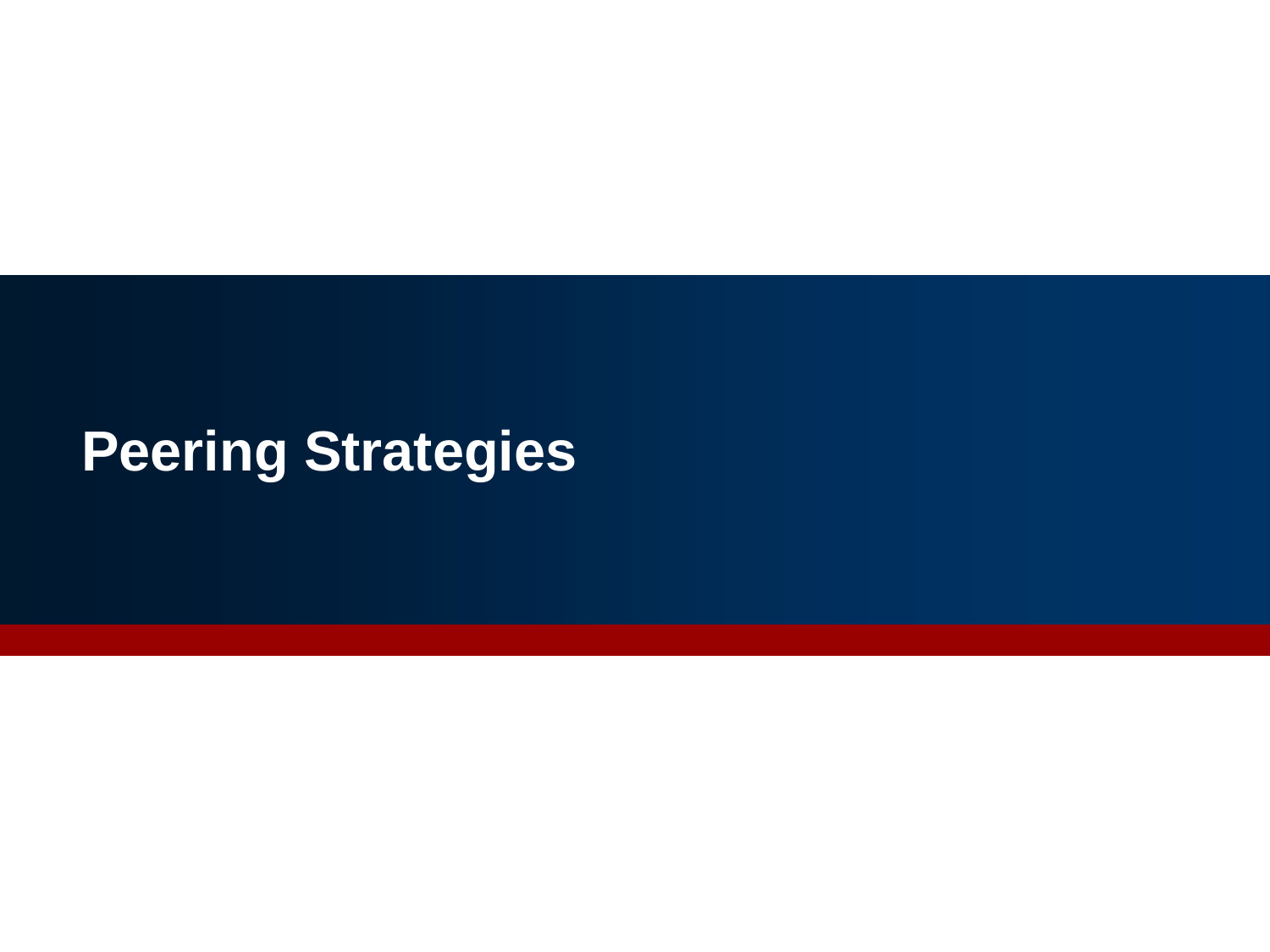# Peering Strategies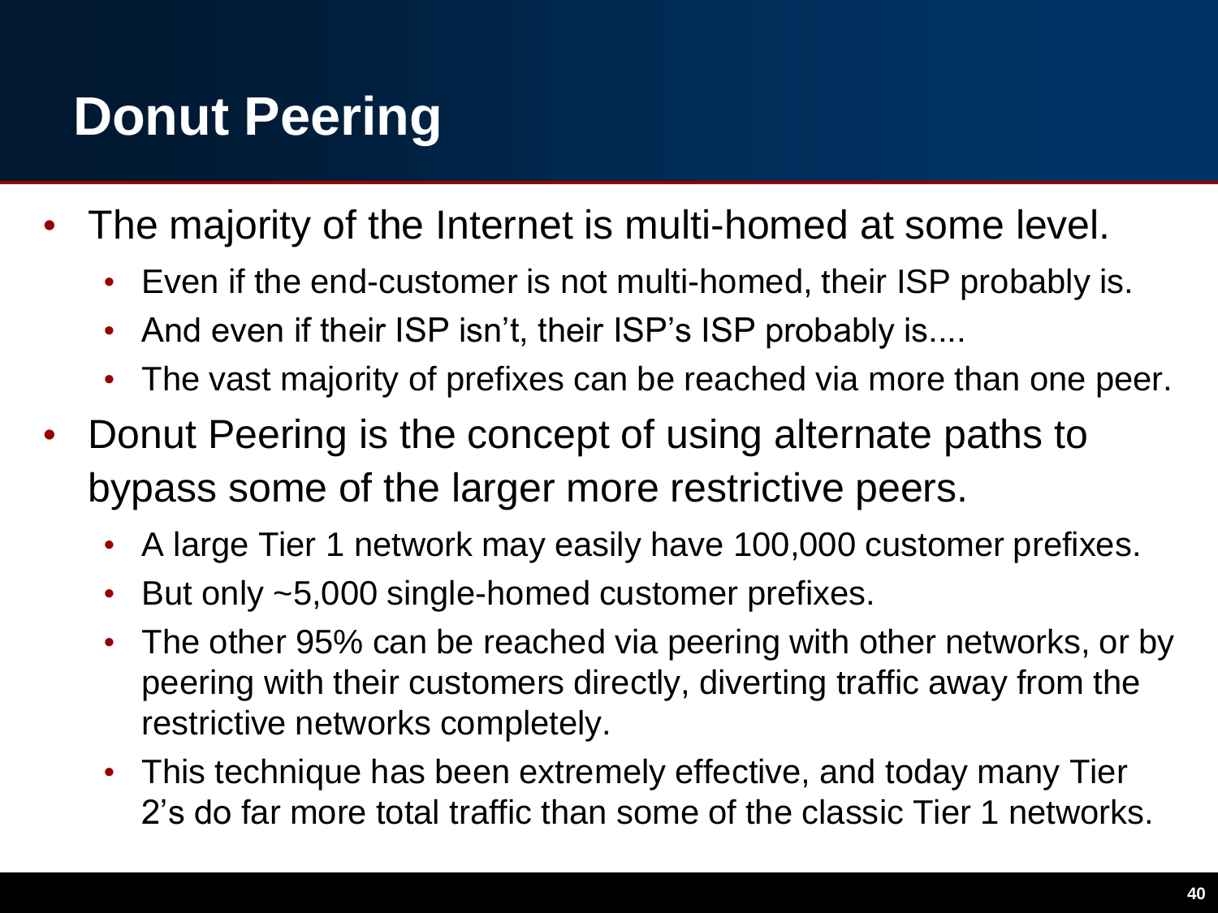# Donut Peering

- The majority of the Internet is multi-homed at some level.
  - Even if the end-customer is not multi-homed, their ISP probably is.
  - And even if their ISP isn't, their ISP's ISP probably is....
  - The vast majority of prefixes can be reached via more than one peer.
- Donut Peering is the concept of using alternate paths to bypass some of the larger more restrictive peers.
  - A large Tier 1 network may easily have 100,000 customer prefixes.
  - But only ~5,000 single-homed customer prefixes.
  - The other 95% can be reached via peering with other networks, or by peering with their customers directly, diverting traffic away from the restrictive networks completely.
  - This technique has been extremely effective, and today many Tier 2's do far more total traffic than some of the classic Tier 1 networks.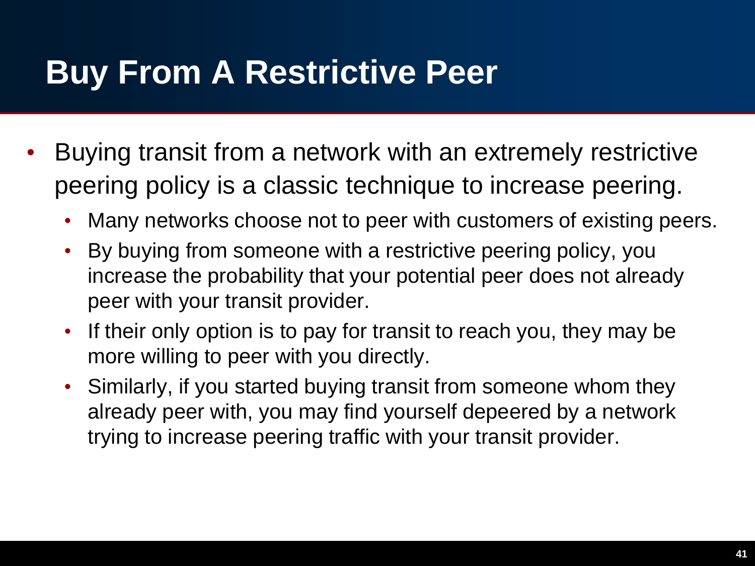# Buy From A Restrictive Peer

- Buying transit from a network with an extremely restrictive peering policy is a classic technique to increase peering.
  - Many networks choose not to peer with customers of existing peers.
  - By buying from someone with a restrictive peering policy, you increase the probability that your potential peer does not already peer with your transit provider.
  - If their only option is to pay for transit to reach you, they may be more willing to peer with you directly.
  - Similarly, if you started buying transit from someone whom they already peer with, you may find yourself depeered by a network trying to increase peering traffic with your transit provider.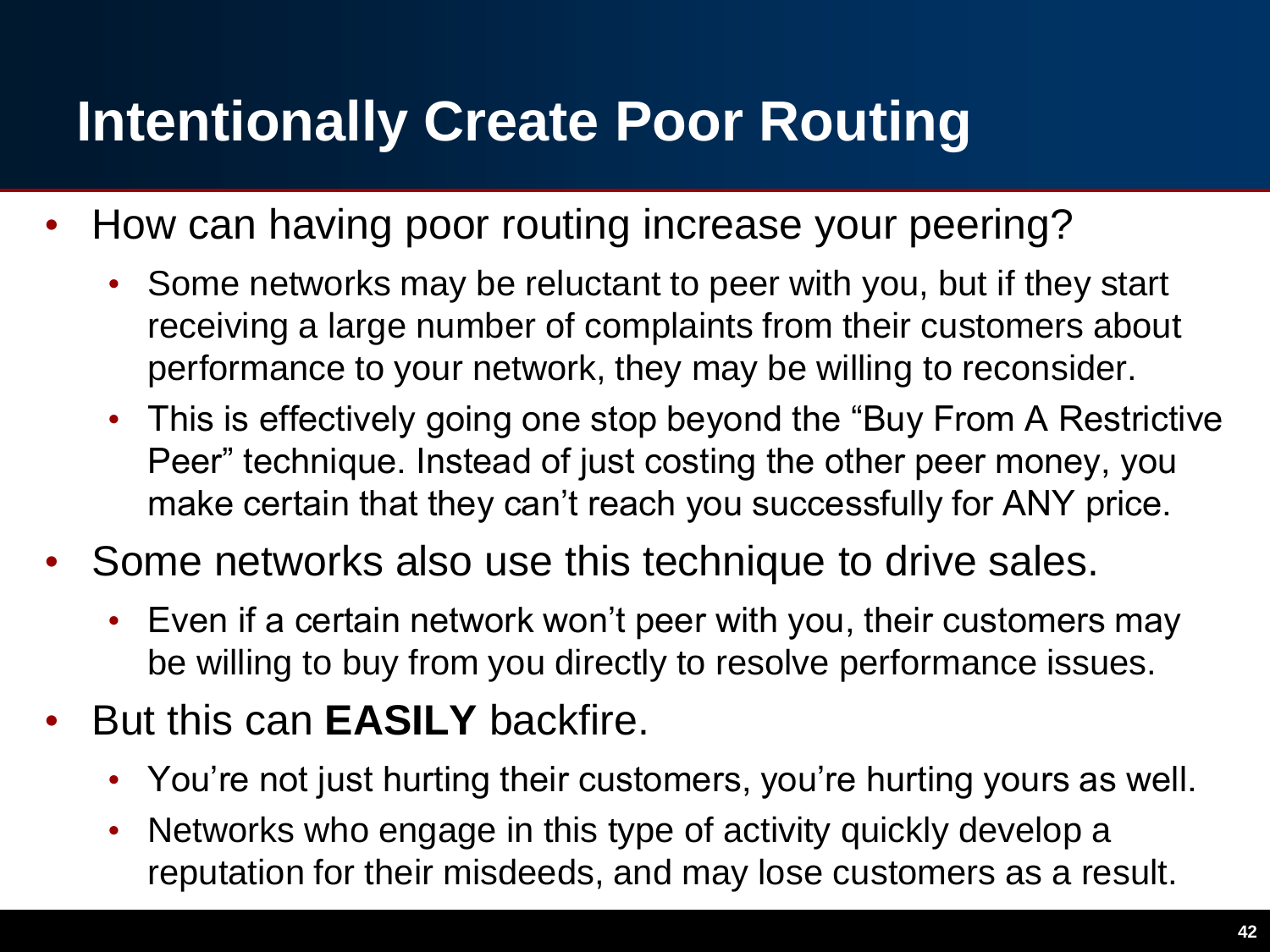# Intentionally Create Poor Routing

- How can having poor routing increase your peering?
  - Some networks may be reluctant to peer with you, but if they start receiving a large number of complaints from their customers about performance to your network, they may be willing to reconsider.
  - This is effectively going one stop beyond the “Buy From A Restrictive Peer” technique. Instead of just costing the other peer money, you make certain that they can’t reach you successfully for ANY price.
- Some networks also use this technique to drive sales.
  - Even if a certain network won’t peer with you, their customers may be willing to buy from you directly to resolve performance issues.
- But this can **EASILY** backfire.
  - You’re not just hurting their customers, you’re hurting yours as well.
  - Networks who engage in this type of activity quickly develop a reputation for their misdeeds, and may lose customers as a result.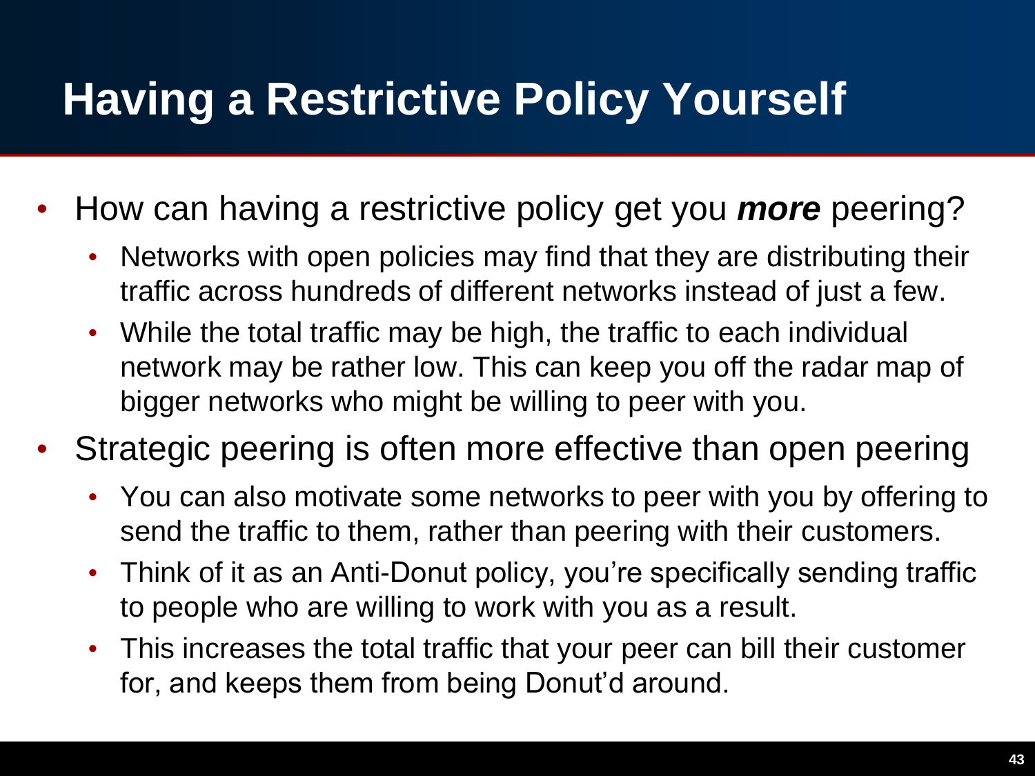# Having a Restrictive Policy Yourself

- How can having a restrictive policy get you ***more*** peering?
  - Networks with open policies may find that they are distributing their traffic across hundreds of different networks instead of just a few.
  - While the total traffic may be high, the traffic to each individual network may be rather low. This can keep you off the radar map of bigger networks who might be willing to peer with you.
- Strategic peering is often more effective than open peering
  - You can also motivate some networks to peer with you by offering to send the traffic to them, rather than peering with their customers.
  - Think of it as an Anti-Donut policy, you're specifically sending traffic to people who are willing to work with you as a result.
  - This increases the total traffic that your peer can bill their customer for, and keeps them from being Donut'd around.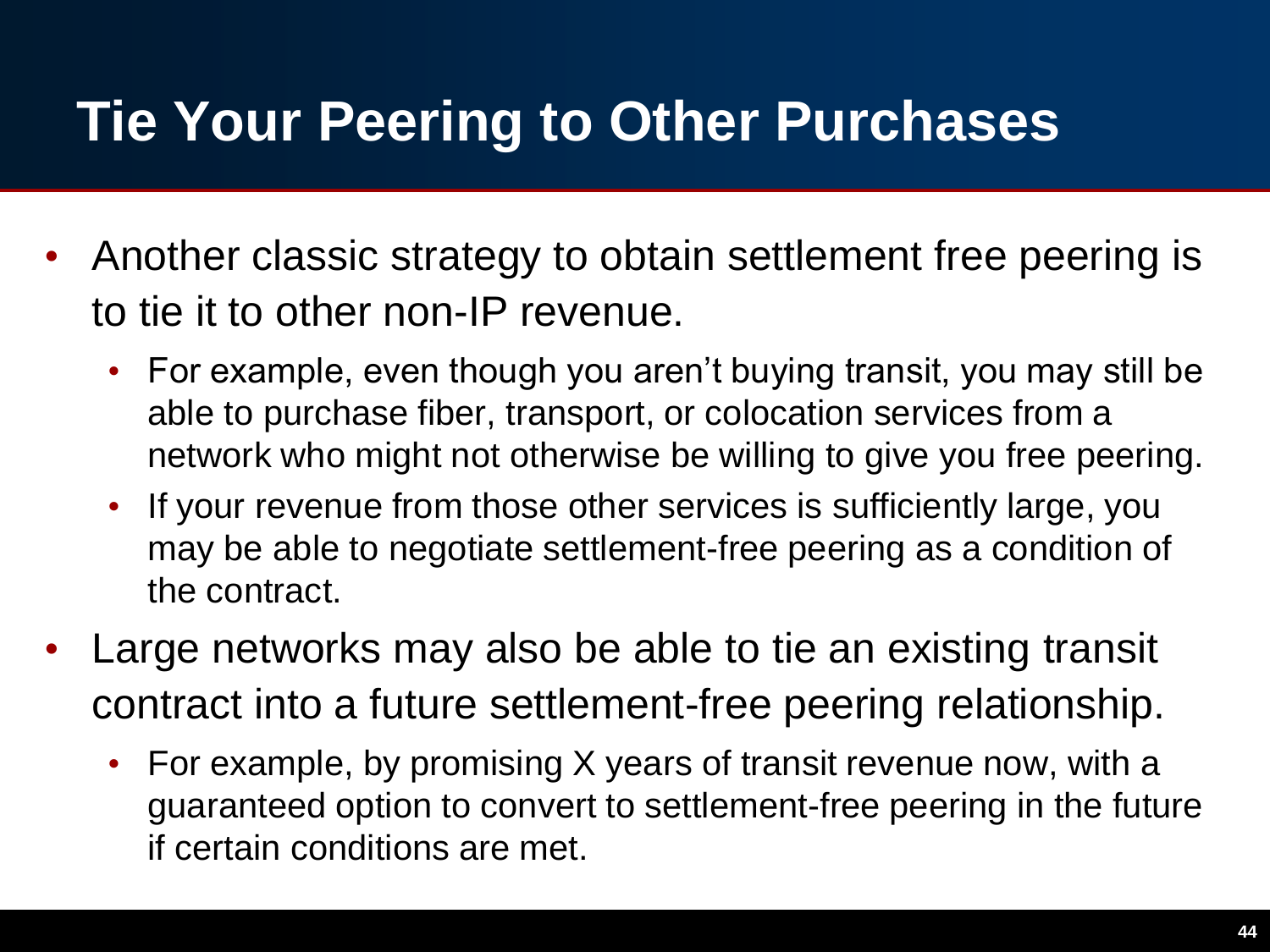# Tie Your Peering to Other Purchases

- Another classic strategy to obtain settlement free peering is to tie it to other non-IP revenue.
  - For example, even though you aren't buying transit, you may still be able to purchase fiber, transport, or colocation services from a network who might not otherwise be willing to give you free peering.
  - If your revenue from those other services is sufficiently large, you may be able to negotiate settlement-free peering as a condition of the contract.
- Large networks may also be able to tie an existing transit contract into a future settlement-free peering relationship.
  - For example, by promising X years of transit revenue now, with a guaranteed option to convert to settlement-free peering in the future if certain conditions are met.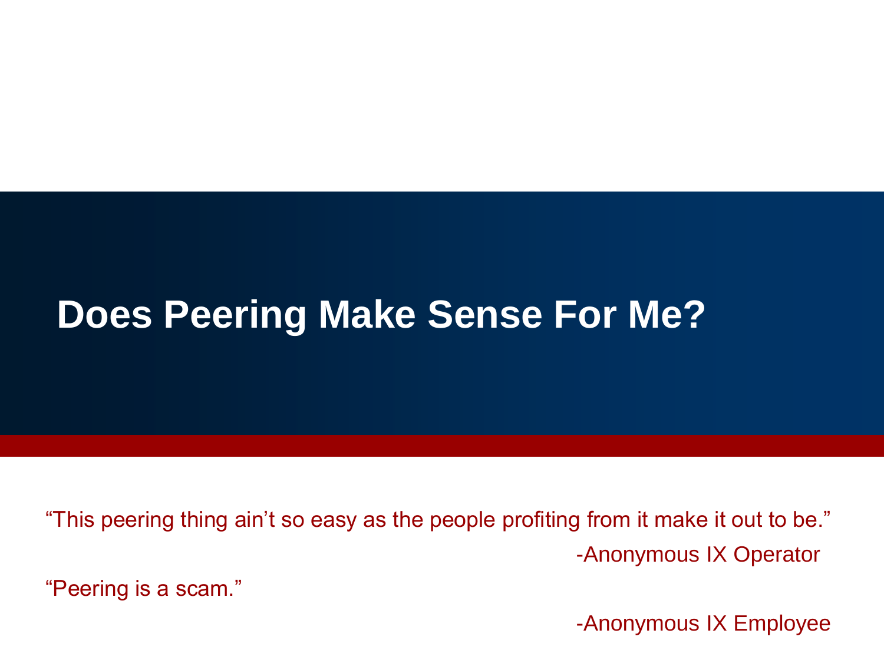# Does Peering Make Sense For Me?

"This peering thing ain't so easy as the people profiting from it make it out to be."

-Anonymous IX Operator

"Peering is a scam."

-Anonymous IX Employee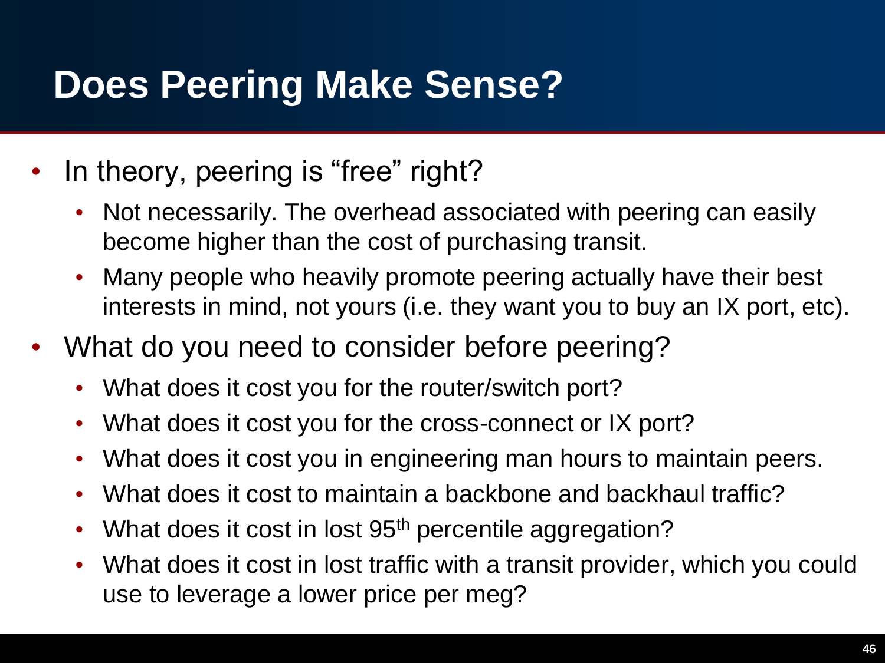# Does Peering Make Sense?

- In theory, peering is "free" right?
  - Not necessarily. The overhead associated with peering can easily become higher than the cost of purchasing transit.
  - Many people who heavily promote peering actually have their best interests in mind, not yours (i.e. they want you to buy an IX port, etc).
- What do you need to consider before peering?
  - What does it cost you for the router/switch port?
  - What does it cost you for the cross-connect or IX port?
  - What does it cost you in engineering man hours to maintain peers.
  - What does it cost to maintain a backbone and backhaul traffic?
  - What does it cost in lost 95th percentile aggregation?
  - What does it cost in lost traffic with a transit provider, which you could use to leverage a lower price per meg?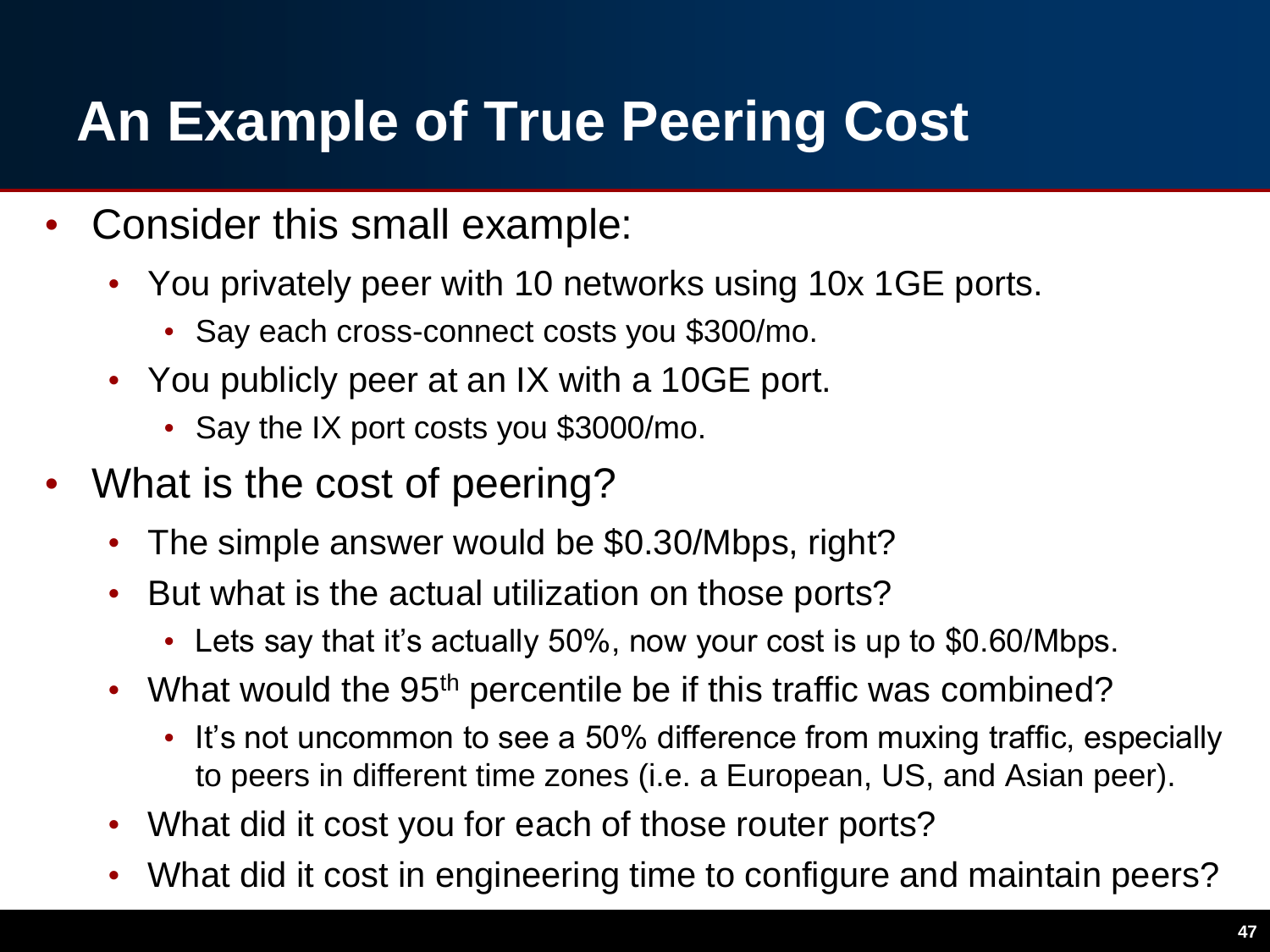# An Example of True Peering Cost

- Consider this small example:
  - You privately peer with 10 networks using 10x 1GE ports.
    - Say each cross-connect costs you $300/mo.
  - You publicly peer at an IX with a 10GE port.
    - Say the IX port costs you $3000/mo.
- What is the cost of peering?
  - The simple answer would be $0.30/Mbps, right?
  - But what is the actual utilization on those ports?
    - Lets say that it's actually 50%, now your cost is up to $0.60/Mbps.
  - What would the 95$^{th}$ percentile be if this traffic was combined?
    - It's not uncommon to see a 50% difference from muxing traffic, especially to peers in different time zones (i.e. a European, US, and Asian peer).
  - What did it cost you for each of those router ports?
  - What did it cost in engineering time to configure and maintain peers?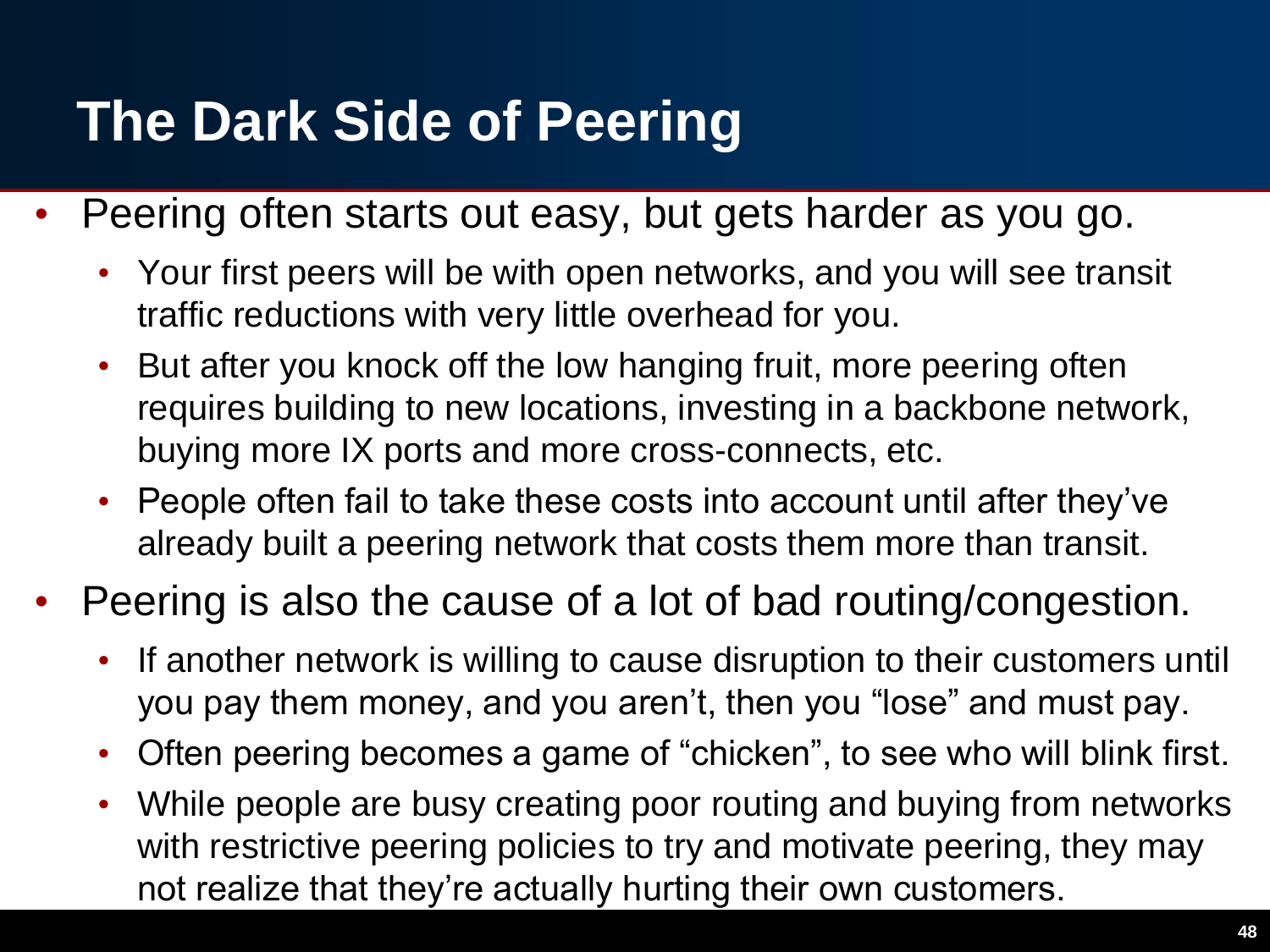# The Dark Side of Peering

- Peering often starts out easy, but gets harder as you go.
  - Your first peers will be with open networks, and you will see transit traffic reductions with very little overhead for you.
  - But after you knock off the low hanging fruit, more peering often requires building to new locations, investing in a backbone network, buying more IX ports and more cross-connects, etc.
  - People often fail to take these costs into account until after they've already built a peering network that costs them more than transit.
- Peering is also the cause of a lot of bad routing/congestion.
  - If another network is willing to cause disruption to their customers until you pay them money, and you aren't, then you "lose" and must pay.
  - Often peering becomes a game of "chicken", to see who will blink first.
  - While people are busy creating poor routing and buying from networks with restrictive peering policies to try and motivate peering, they may not realize that they're actually hurting their own customers.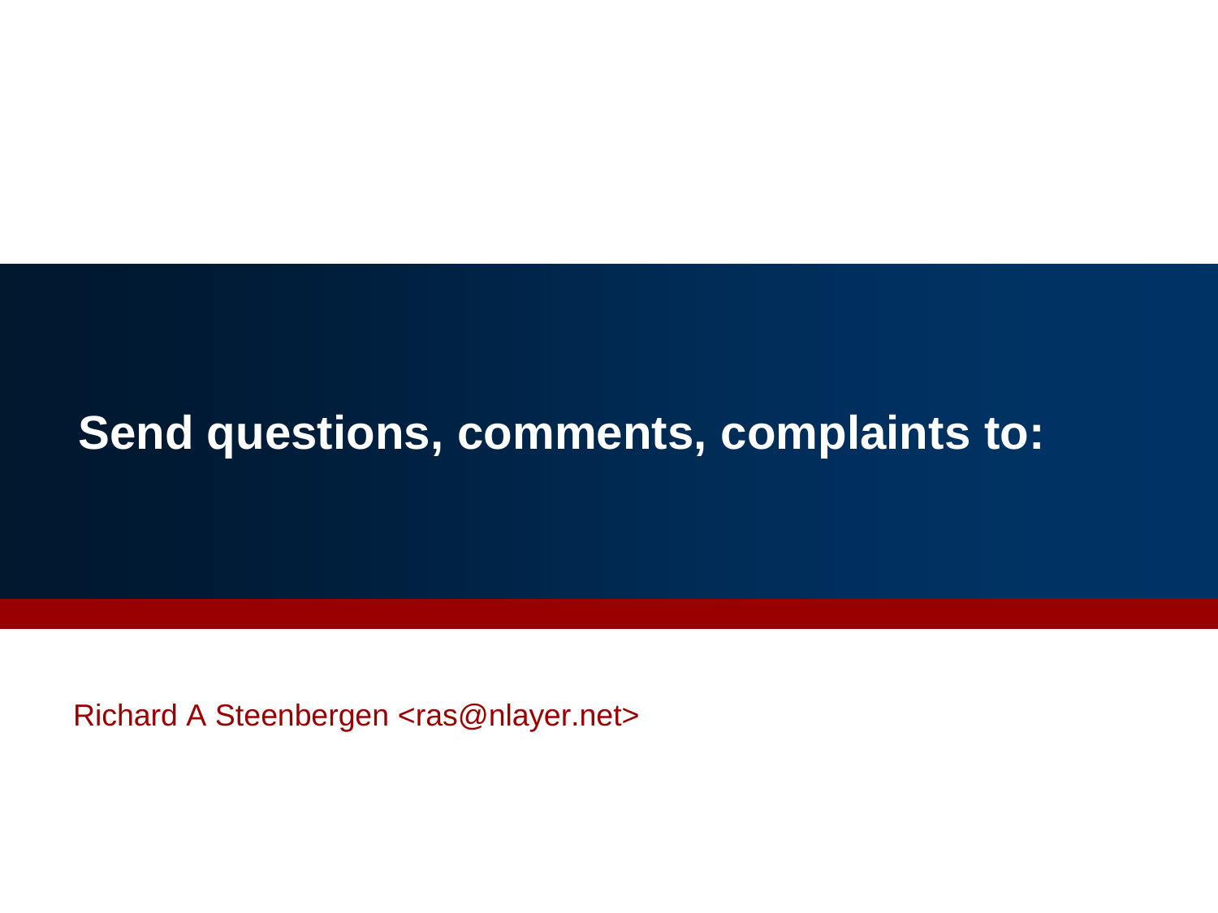# Send questions, comments, complaints to:

Richard A Steenbergen <ras@nlayer.net>